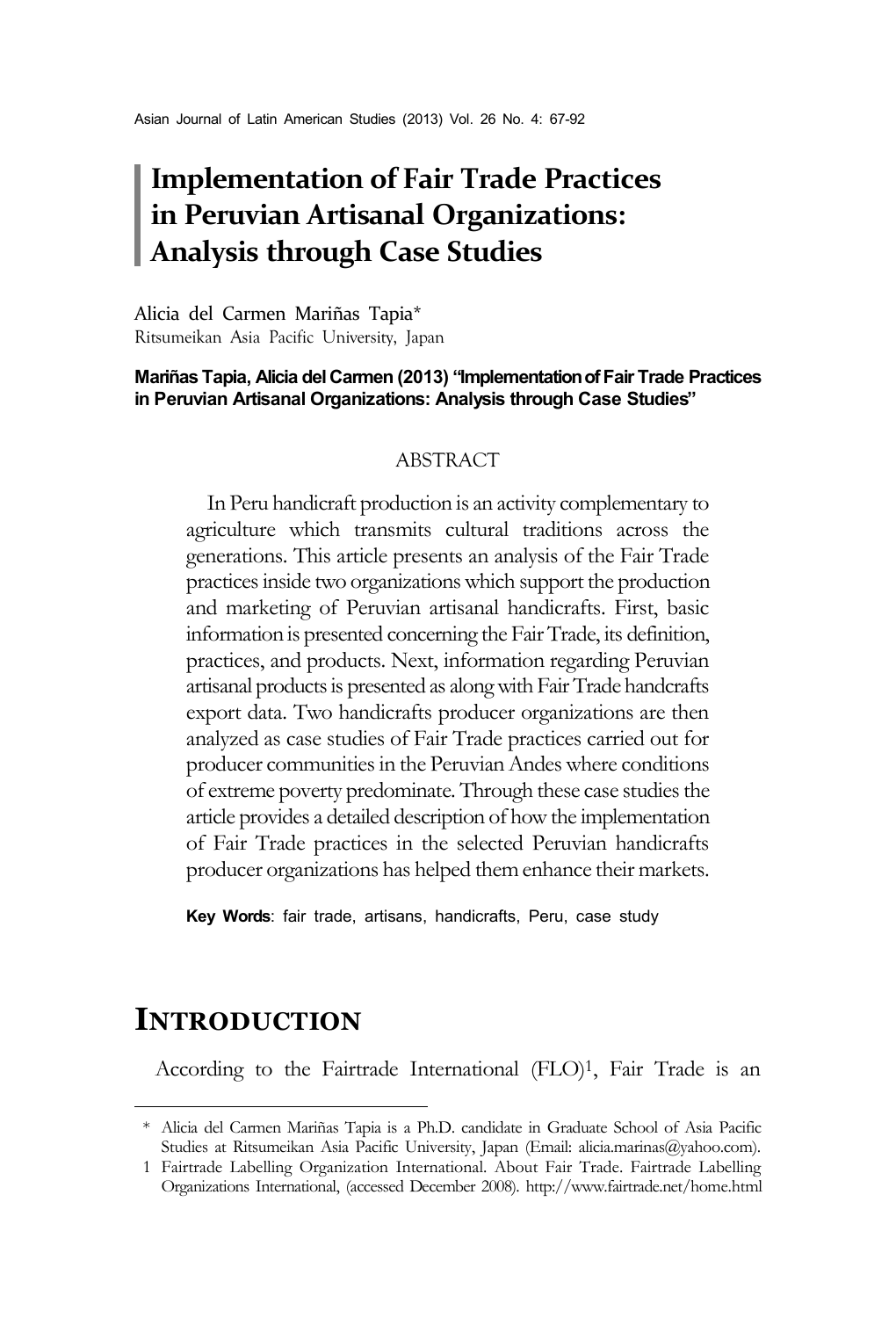# Implementation of Fair Trade Practices in Peruvian Artisanal Organizations: Analysis through Case Studies

Alicia del Carmen Mariñas Tapia*
Ritsumeikan Asia Pacific University, Japan

**Mariñas Tapia, Alicia del Carmen (2013) "Implementation of Fair Trade Practices in Peruvian Artisanal Organizations: Analysis through Case Studies"**

## ABSTRACT

In Peru handicraft production is an activity complementary to agriculture which transmits cultural traditions across the generations. This article presents an analysis of the Fair Trade practices inside two organizations which support the production and marketing of Peruvian artisanal handicrafts. First, basic information is presented concerning the Fair Trade, its definition, practices, and products. Next, information regarding Peruvian artisanal products is presented as along with Fair Trade handcrafts export data. Two handicrafts producer organizations are then analyzed as case studies of Fair Trade practices carried out for producer communities in the Peruvian Andes where conditions of extreme poverty predominate. Through these case studies the article provides a detailed description of how the implementation of Fair Trade practices in the selected Peruvian handicrafts producer organizations has helped them enhance their markets.

**Key Words**: fair trade, artisans, handicrafts, Peru, case study

## INTRODUCTION

According to the Fairtrade International (FLO)[1], Fair Trade is an

---

* Alicia del Carmen Mariñas Tapia is a Ph.D. candidate in Graduate School of Asia Pacific Studies at Ritsumeikan Asia Pacific University, Japan (Email: alicia.marinas@yahoo.com).

1 Fairtrade Labelling Organization International. About Fair Trade. Fairtrade Labelling Organizations International, (accessed December 2008). http://www.fairtrade.net/home.html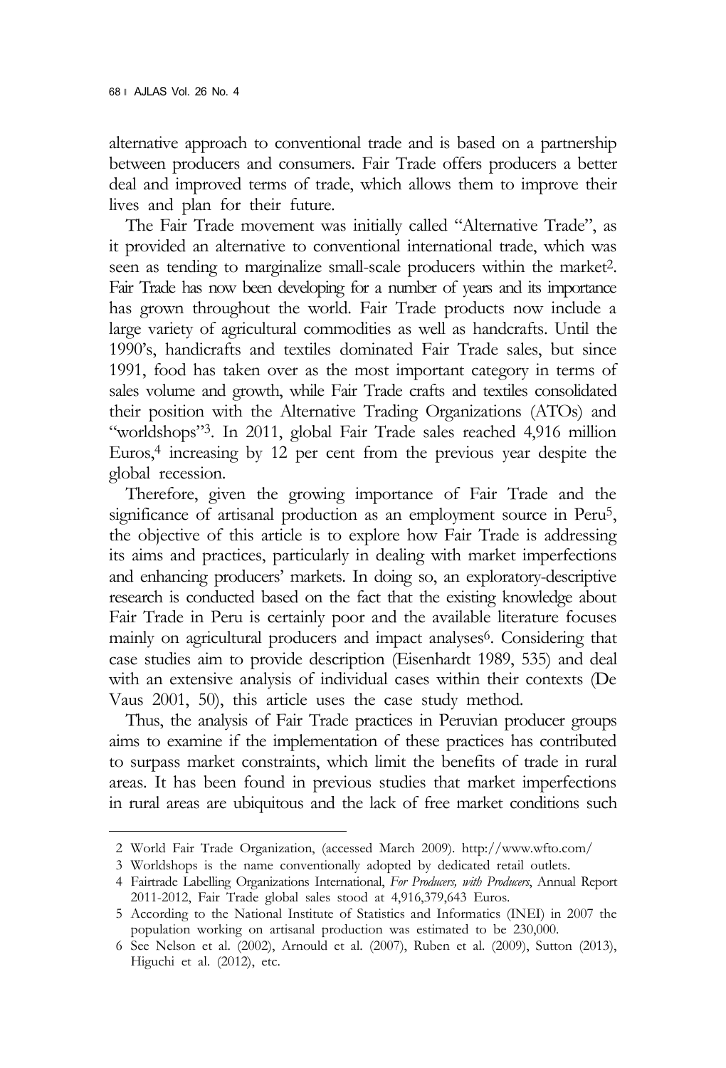alternative approach to conventional trade and is based on a partnership between producers and consumers. Fair Trade offers producers a better deal and improved terms of trade, which allows them to improve their lives and plan for their future.

The Fair Trade movement was initially called "Alternative Trade", as it provided an alternative to conventional international trade, which was seen as tending to marginalize small-scale producers within the market[2]. Fair Trade has now been developing for a number of years and its importance has grown throughout the world. Fair Trade products now include a large variety of agricultural commodities as well as handcrafts. Until the 1990's, handicrafts and textiles dominated Fair Trade sales, but since 1991, food has taken over as the most important category in terms of sales volume and growth, while Fair Trade crafts and textiles consolidated their position with the Alternative Trading Organizations (ATOs) and "worldshops"[3]. In 2011, global Fair Trade sales reached 4,916 million Euros,[4] increasing by 12 per cent from the previous year despite the global recession.

Therefore, given the growing importance of Fair Trade and the significance of artisanal production as an employment source in Peru[5], the objective of this article is to explore how Fair Trade is addressing its aims and practices, particularly in dealing with market imperfections and enhancing producers' markets. In doing so, an exploratory-descriptive research is conducted based on the fact that the existing knowledge about Fair Trade in Peru is certainly poor and the available literature focuses mainly on agricultural producers and impact analyses[6]. Considering that case studies aim to provide description (Eisenhardt 1989, 535) and deal with an extensive analysis of individual cases within their contexts (De Vaus 2001, 50), this article uses the case study method.

Thus, the analysis of Fair Trade practices in Peruvian producer groups aims to examine if the implementation of these practices has contributed to surpass market constraints, which limit the benefits of trade in rural areas. It has been found in previous studies that market imperfections in rural areas are ubiquitous and the lack of free market conditions such

---

2 World Fair Trade Organization, (accessed March 2009). http://www.wfto.com/

3 Worldshops is the name conventionally adopted by dedicated retail outlets.

4 Fairtrade Labelling Organizations International, *For Producers, with Producers*, Annual Report 2011-2012, Fair Trade global sales stood at 4,916,379,643 Euros.

5 According to the National Institute of Statistics and Informatics (INEI) in 2007 the population working on artisanal production was estimated to be 230,000.

6 See Nelson et al. (2002), Arnould et al. (2007), Ruben et al. (2009), Sutton (2013), Higuchi et al. (2012), etc.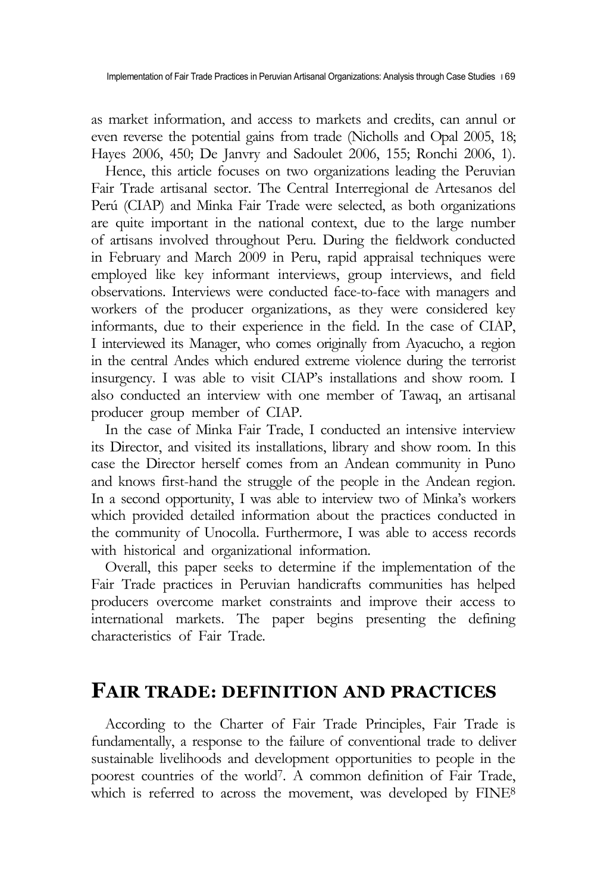as market information, and access to markets and credits, can annul or even reverse the potential gains from trade (Nicholls and Opal 2005, 18; Hayes 2006, 450; De Janvry and Sadoulet 2006, 155; Ronchi 2006, 1).

Hence, this article focuses on two organizations leading the Peruvian Fair Trade artisanal sector. The Central Interregional de Artesanos del Perú (CIAP) and Minka Fair Trade were selected, as both organizations are quite important in the national context, due to the large number of artisans involved throughout Peru. During the fieldwork conducted in February and March 2009 in Peru, rapid appraisal techniques were employed like key informant interviews, group interviews, and field observations. Interviews were conducted face-to-face with managers and workers of the producer organizations, as they were considered key informants, due to their experience in the field. In the case of CIAP, I interviewed its Manager, who comes originally from Ayacucho, a region in the central Andes which endured extreme violence during the terrorist insurgency. I was able to visit CIAP's installations and show room. I also conducted an interview with one member of Tawaq, an artisanal producer group member of CIAP.

In the case of Minka Fair Trade, I conducted an intensive interview its Director, and visited its installations, library and show room. In this case the Director herself comes from an Andean community in Puno and knows first-hand the struggle of the people in the Andean region. In a second opportunity, I was able to interview two of Minka's workers which provided detailed information about the practices conducted in the community of Unocolla. Furthermore, I was able to access records with historical and organizational information.

Overall, this paper seeks to determine if the implementation of the Fair Trade practices in Peruvian handicrafts communities has helped producers overcome market constraints and improve their access to international markets. The paper begins presenting the defining characteristics of Fair Trade.

## FAIR TRADE: DEFINITION AND PRACTICES

According to the Charter of Fair Trade Principles, Fair Trade is fundamentally, a response to the failure of conventional trade to deliver sustainable livelihoods and development opportunities to people in the poorest countries of the world[7]. A common definition of Fair Trade, which is referred to across the movement, was developed by FINE[8]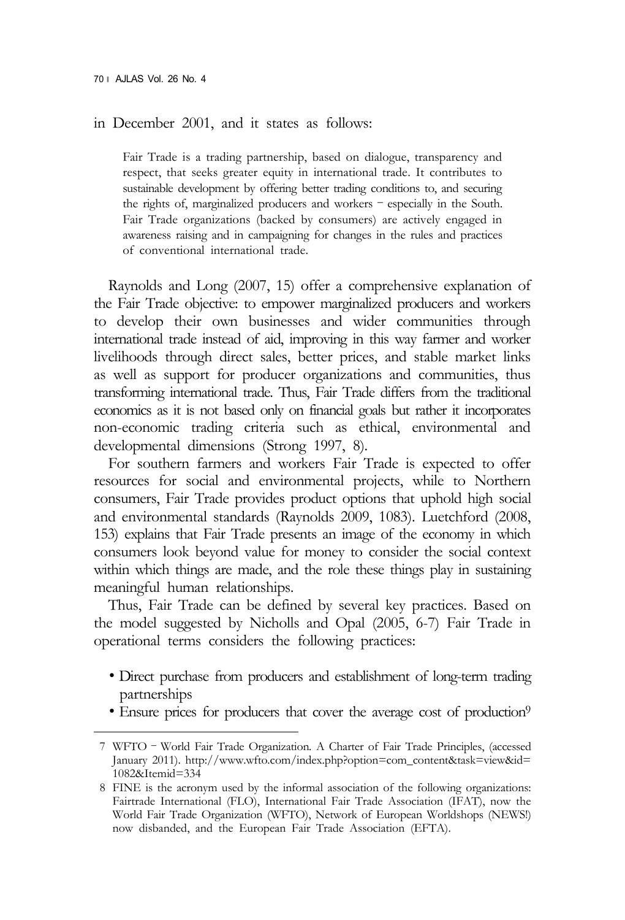in December 2001, and it states as follows:

> Fair Trade is a trading partnership, based on dialogue, transparency and respect, that seeks greater equity in international trade. It contributes to sustainable development by offering better trading conditions to, and securing the rights of, marginalized producers and workers – especially in the South. Fair Trade organizations (backed by consumers) are actively engaged in awareness raising and in campaigning for changes in the rules and practices of conventional international trade.

Raynolds and Long (2007, 15) offer a comprehensive explanation of the Fair Trade objective: to empower marginalized producers and workers to develop their own businesses and wider communities through international trade instead of aid, improving in this way farmer and worker livelihoods through direct sales, better prices, and stable market links as well as support for producer organizations and communities, thus transforming international trade. Thus, Fair Trade differs from the traditional economics as it is not based only on financial goals but rather it incorporates non-economic trading criteria such as ethical, environmental and developmental dimensions (Strong 1997, 8).

For southern farmers and workers Fair Trade is expected to offer resources for social and environmental projects, while to Northern consumers, Fair Trade provides product options that uphold high social and environmental standards (Raynolds 2009, 1083). Luetchford (2008, 153) explains that Fair Trade presents an image of the economy in which consumers look beyond value for money to consider the social context within which things are made, and the role these things play in sustaining meaningful human relationships.

Thus, Fair Trade can be defined by several key practices. Based on the model suggested by Nicholls and Opal (2005, 6-7) Fair Trade in operational terms considers the following practices:

- Direct purchase from producers and establishment of long-term trading partnerships
- Ensure prices for producers that cover the average cost of production[9]

---

7 WFTO – World Fair Trade Organization. A Charter of Fair Trade Principles, (accessed January 2011). http://www.wfto.com/index.php?option=com_content&task=view&id=1082&Itemid=334

8 FINE is the acronym used by the informal association of the following organizations: Fairtrade International (FLO), International Fair Trade Association (IFAT), now the World Fair Trade Organization (WFTO), Network of European Worldshops (NEWS!) now disbanded, and the European Fair Trade Association (EFTA).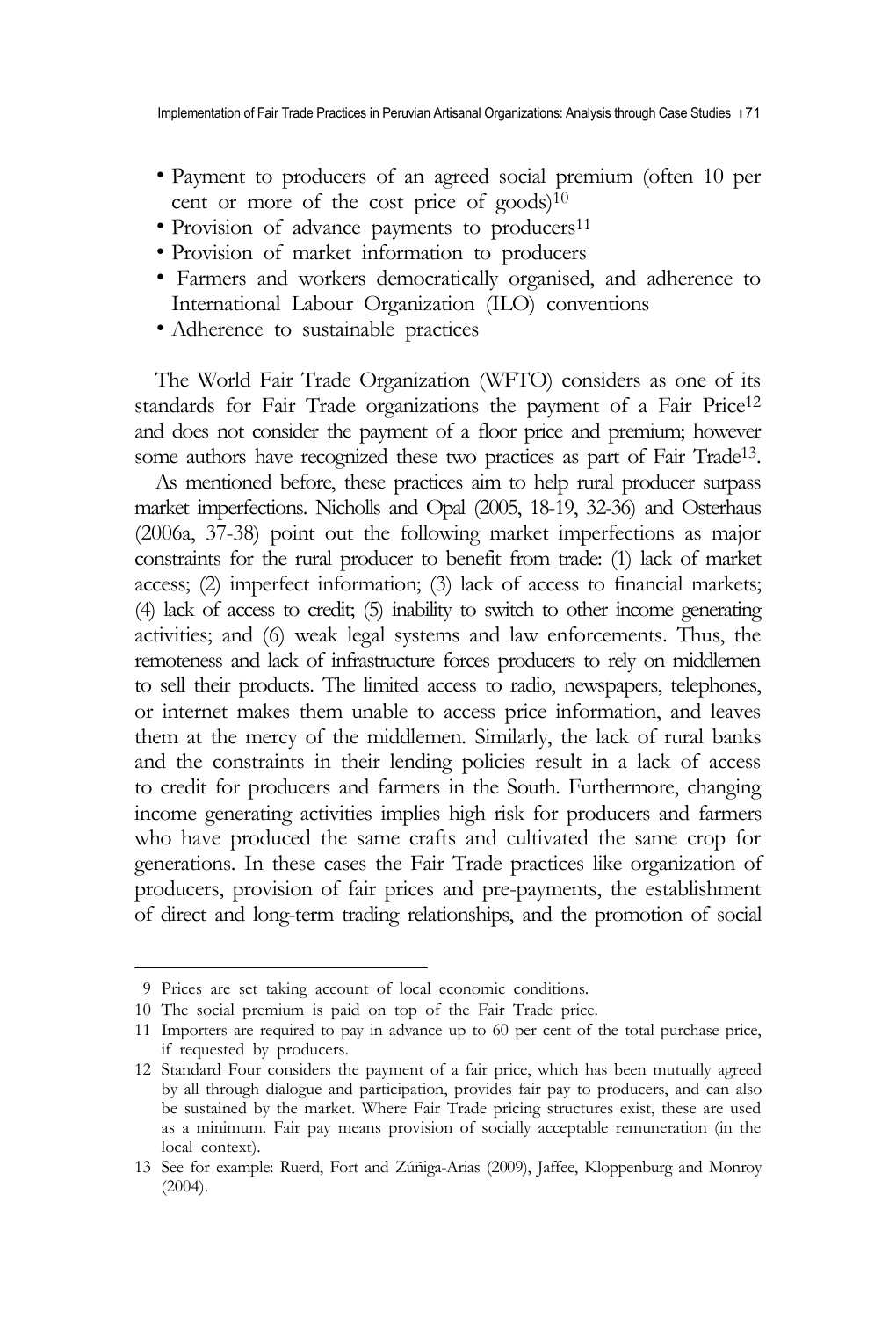- Payment to producers of an agreed social premium (often 10 per cent or more of the cost price of goods)[10]
- Provision of advance payments to producers[11]
- Provision of market information to producers
- Farmers and workers democratically organised, and adherence to International Labour Organization (ILO) conventions
- Adherence to sustainable practices

The World Fair Trade Organization (WFTO) considers as one of its standards for Fair Trade organizations the payment of a Fair Price[12] and does not consider the payment of a floor price and premium; however some authors have recognized these two practices as part of Fair Trade[13].

As mentioned before, these practices aim to help rural producer surpass market imperfections. Nicholls and Opal (2005, 18-19, 32-36) and Osterhaus (2006a, 37-38) point out the following market imperfections as major constraints for the rural producer to benefit from trade: (1) lack of market access; (2) imperfect information; (3) lack of access to financial markets; (4) lack of access to credit; (5) inability to switch to other income generating activities; and (6) weak legal systems and law enforcements. Thus, the remoteness and lack of infrastructure forces producers to rely on middlemen to sell their products. The limited access to radio, newspapers, telephones, or internet makes them unable to access price information, and leaves them at the mercy of the middlemen. Similarly, the lack of rural banks and the constraints in their lending policies result in a lack of access to credit for producers and farmers in the South. Furthermore, changing income generating activities implies high risk for producers and farmers who have produced the same crafts and cultivated the same crop for generations. In these cases the Fair Trade practices like organization of producers, provision of fair prices and pre-payments, the establishment of direct and long-term trading relationships, and the promotion of social

---

9 Prices are set taking account of local economic conditions.

10 The social premium is paid on top of the Fair Trade price.

11 Importers are required to pay in advance up to 60 per cent of the total purchase price, if requested by producers.

12 Standard Four considers the payment of a fair price, which has been mutually agreed by all through dialogue and participation, provides fair pay to producers, and can also be sustained by the market. Where Fair Trade pricing structures exist, these are used as a minimum. Fair pay means provision of socially acceptable remuneration (in the local context).

13 See for example: Ruerd, Fort and Zúñiga-Arias (2009), Jaffee, Kloppenburg and Monroy (2004).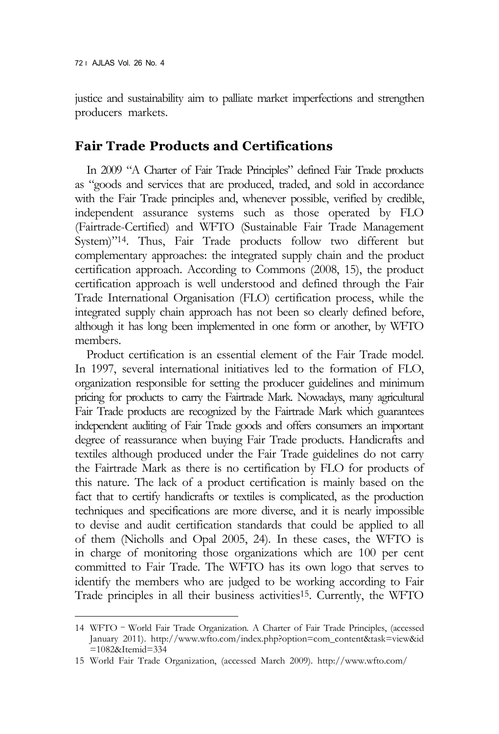justice and sustainability aim to palliate market imperfections and strengthen producers markets.

## Fair Trade Products and Certifications

In 2009 "A Charter of Fair Trade Principles" defined Fair Trade products as "goods and services that are produced, traded, and sold in accordance with the Fair Trade principles and, whenever possible, verified by credible, independent assurance systems such as those operated by FLO (Fairtrade-Certified) and WFTO (Sustainable Fair Trade Management System)"[14]. Thus, Fair Trade products follow two different but complementary approaches: the integrated supply chain and the product certification approach. According to Commons (2008, 15), the product certification approach is well understood and defined through the Fair Trade International Organisation (FLO) certification process, while the integrated supply chain approach has not been so clearly defined before, although it has long been implemented in one form or another, by WFTO members.

Product certification is an essential element of the Fair Trade model. In 1997, several international initiatives led to the formation of FLO, organization responsible for setting the producer guidelines and minimum pricing for products to carry the Fairtrade Mark. Nowadays, many agricultural Fair Trade products are recognized by the Fairtrade Mark which guarantees independent auditing of Fair Trade goods and offers consumers an important degree of reassurance when buying Fair Trade products. Handicrafts and textiles although produced under the Fair Trade guidelines do not carry the Fairtrade Mark as there is no certification by FLO for products of this nature. The lack of a product certification is mainly based on the fact that to certify handicrafts or textiles is complicated, as the production techniques and specifications are more diverse, and it is nearly impossible to devise and audit certification standards that could be applied to all of them (Nicholls and Opal 2005, 24). In these cases, the WFTO is in charge of monitoring those organizations which are 100 per cent committed to Fair Trade. The WFTO has its own logo that serves to identify the members who are judged to be working according to Fair Trade principles in all their business activities[15]. Currently, the WFTO

---

14 WFTO – World Fair Trade Organization. A Charter of Fair Trade Principles, (accessed January 2011). http://www.wfto.com/index.php?option=com_content&task=view&id=1082&Itemid=334

15 World Fair Trade Organization, (accessed March 2009). http://www.wfto.com/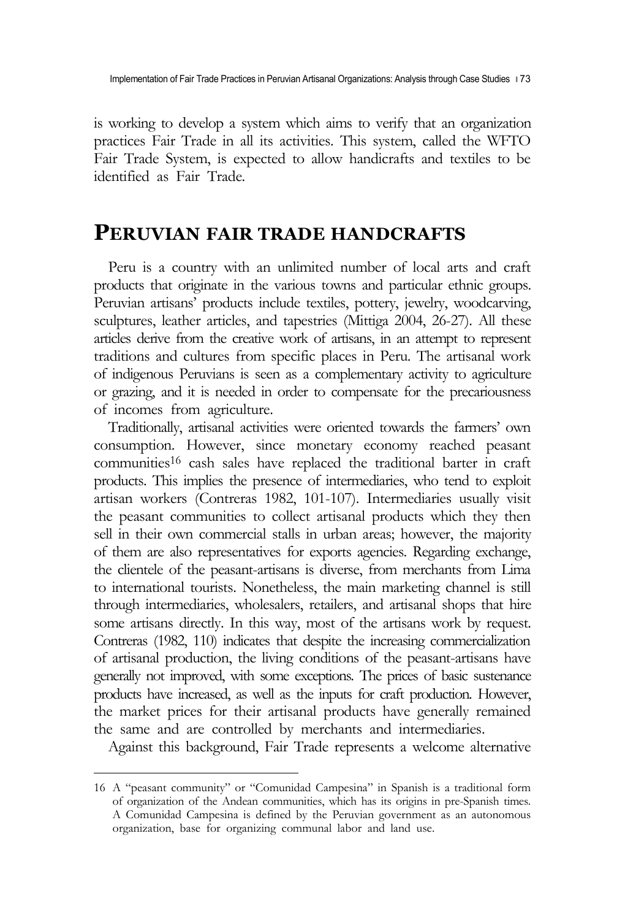is working to develop a system which aims to verify that an organization practices Fair Trade in all its activities. This system, called the WFTO Fair Trade System, is expected to allow handicrafts and textiles to be identified as Fair Trade.

## PERUVIAN FAIR TRADE HANDCRAFTS

Peru is a country with an unlimited number of local arts and craft products that originate in the various towns and particular ethnic groups. Peruvian artisans' products include textiles, pottery, jewelry, woodcarving, sculptures, leather articles, and tapestries (Mittiga 2004, 26-27). All these articles derive from the creative work of artisans, in an attempt to represent traditions and cultures from specific places in Peru. The artisanal work of indigenous Peruvians is seen as a complementary activity to agriculture or grazing, and it is needed in order to compensate for the precariousness of incomes from agriculture.

Traditionally, artisanal activities were oriented towards the farmers' own consumption. However, since monetary economy reached peasant communities[16] cash sales have replaced the traditional barter in craft products. This implies the presence of intermediaries, who tend to exploit artisan workers (Contreras 1982, 101-107). Intermediaries usually visit the peasant communities to collect artisanal products which they then sell in their own commercial stalls in urban areas; however, the majority of them are also representatives for exports agencies. Regarding exchange, the clientele of the peasant-artisans is diverse, from merchants from Lima to international tourists. Nonetheless, the main marketing channel is still through intermediaries, wholesalers, retailers, and artisanal shops that hire some artisans directly. In this way, most of the artisans work by request. Contreras (1982, 110) indicates that despite the increasing commercialization of artisanal production, the living conditions of the peasant-artisans have generally not improved, with some exceptions. The prices of basic sustenance products have increased, as well as the inputs for craft production. However, the market prices for their artisanal products have generally remained the same and are controlled by merchants and intermediaries.

Against this background, Fair Trade represents a welcome alternative

---

16 A "peasant community" or "Comunidad Campesina" in Spanish is a traditional form of organization of the Andean communities, which has its origins in pre-Spanish times. A Comunidad Campesina is defined by the Peruvian government as an autonomous organization, base for organizing communal labor and land use.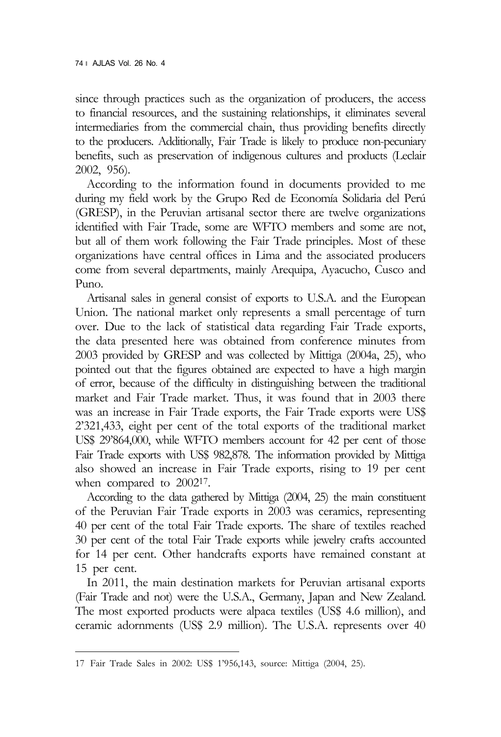since through practices such as the organization of producers, the access to financial resources, and the sustaining relationships, it eliminates several intermediaries from the commercial chain, thus providing benefits directly to the producers. Additionally, Fair Trade is likely to produce non-pecuniary benefits, such as preservation of indigenous cultures and products (Leclair 2002, 956).

According to the information found in documents provided to me during my field work by the Grupo Red de Economía Solidaria del Perú (GRESP), in the Peruvian artisanal sector there are twelve organizations identified with Fair Trade, some are WFTO members and some are not, but all of them work following the Fair Trade principles. Most of these organizations have central offices in Lima and the associated producers come from several departments, mainly Arequipa, Ayacucho, Cusco and Puno.

Artisanal sales in general consist of exports to U.S.A. and the European Union. The national market only represents a small percentage of turn over. Due to the lack of statistical data regarding Fair Trade exports, the data presented here was obtained from conference minutes from 2003 provided by GRESP and was collected by Mittiga (2004a, 25), who pointed out that the figures obtained are expected to have a high margin of error, because of the difficulty in distinguishing between the traditional market and Fair Trade market. Thus, it was found that in 2003 there was an increase in Fair Trade exports, the Fair Trade exports were US$ 2'321,433, eight per cent of the total exports of the traditional market US$ 29'864,000, while WFTO members account for 42 per cent of those Fair Trade exports with US$ 982,878. The information provided by Mittiga also showed an increase in Fair Trade exports, rising to 19 per cent when compared to 2002[17].

According to the data gathered by Mittiga (2004, 25) the main constituent of the Peruvian Fair Trade exports in 2003 was ceramics, representing 40 per cent of the total Fair Trade exports. The share of textiles reached 30 per cent of the total Fair Trade exports while jewelry crafts accounted for 14 per cent. Other handcrafts exports have remained constant at 15 per cent.

In 2011, the main destination markets for Peruvian artisanal exports (Fair Trade and not) were the U.S.A., Germany, Japan and New Zealand. The most exported products were alpaca textiles (US$ 4.6 million), and ceramic adornments (US$ 2.9 million). The U.S.A. represents over 40

---

17 Fair Trade Sales in 2002: US$ 1'956,143, source: Mittiga (2004, 25).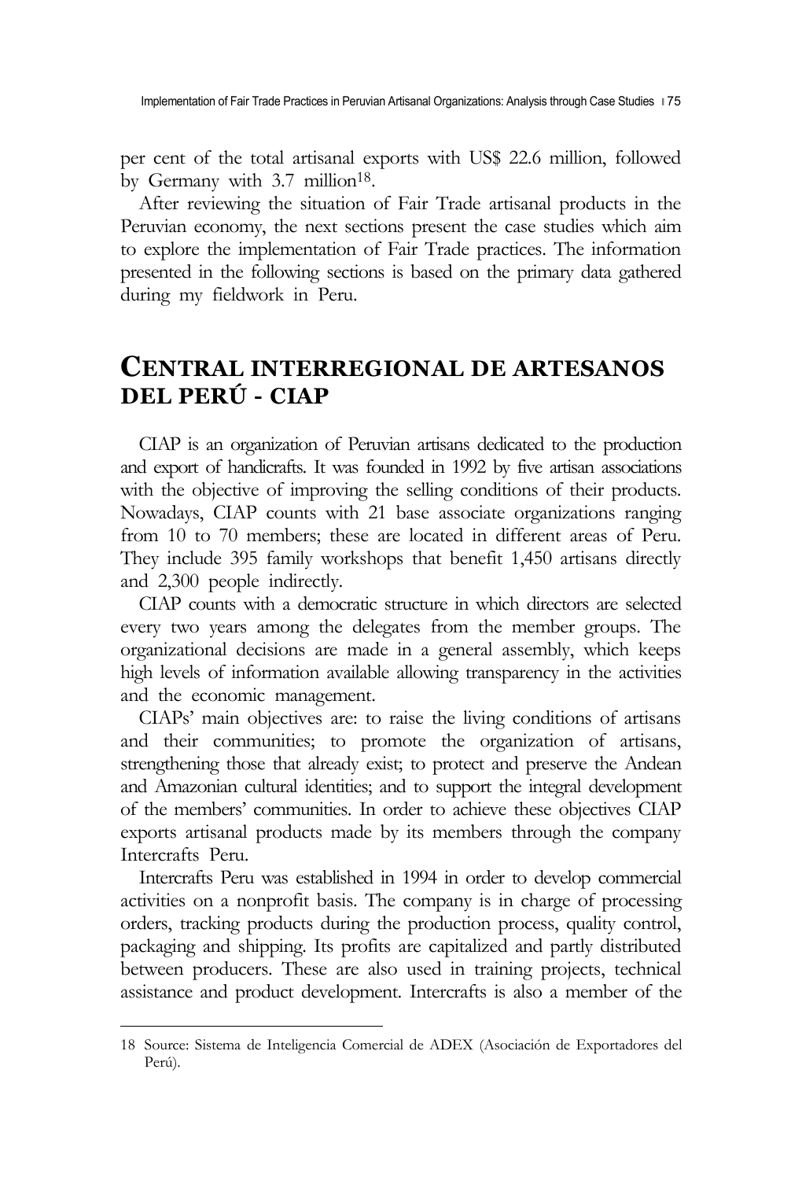per cent of the total artisanal exports with US$ 22.6 million, followed by Germany with 3.7 million[18].

After reviewing the situation of Fair Trade artisanal products in the Peruvian economy, the next sections present the case studies which aim to explore the implementation of Fair Trade practices. The information presented in the following sections is based on the primary data gathered during my fieldwork in Peru.

## CENTRAL INTERREGIONAL DE ARTESANOS DEL PERÚ - CIAP

CIAP is an organization of Peruvian artisans dedicated to the production and export of handicrafts. It was founded in 1992 by five artisan associations with the objective of improving the selling conditions of their products. Nowadays, CIAP counts with 21 base associate organizations ranging from 10 to 70 members; these are located in different areas of Peru. They include 395 family workshops that benefit 1,450 artisans directly and 2,300 people indirectly.

CIAP counts with a democratic structure in which directors are selected every two years among the delegates from the member groups. The organizational decisions are made in a general assembly, which keeps high levels of information available allowing transparency in the activities and the economic management.

CIAPs' main objectives are: to raise the living conditions of artisans and their communities; to promote the organization of artisans, strengthening those that already exist; to protect and preserve the Andean and Amazonian cultural identities; and to support the integral development of the members' communities. In order to achieve these objectives CIAP exports artisanal products made by its members through the company Intercrafts Peru.

Intercrafts Peru was established in 1994 in order to develop commercial activities on a nonprofit basis. The company is in charge of processing orders, tracking products during the production process, quality control, packaging and shipping. Its profits are capitalized and partly distributed between producers. These are also used in training projects, technical assistance and product development. Intercrafts is also a member of the

---

18 Source: Sistema de Inteligencia Comercial de ADEX (Asociación de Exportadores del Perú).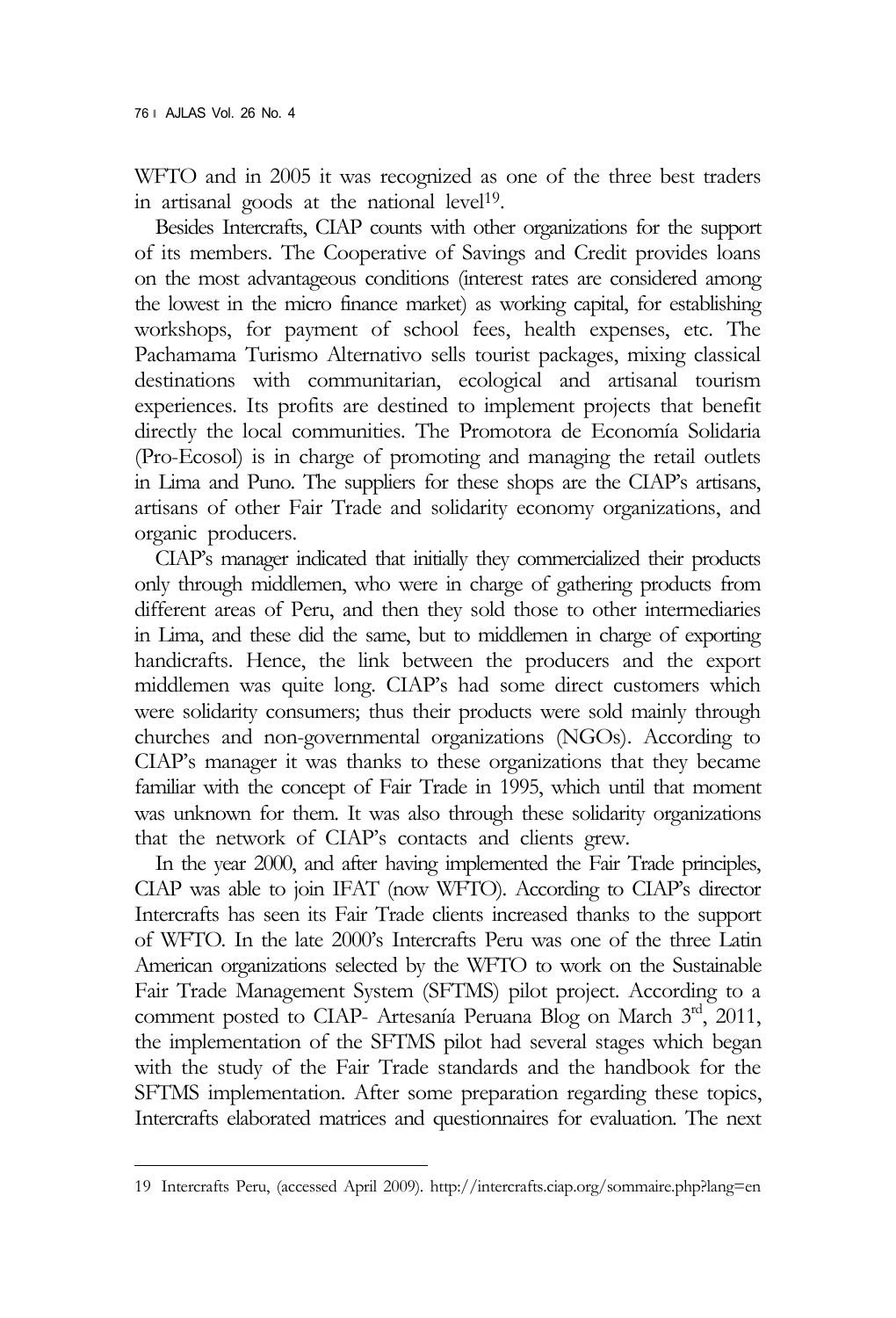WFTO and in 2005 it was recognized as one of the three best traders in artisanal goods at the national level[19].

Besides Intercrafts, CIAP counts with other organizations for the support of its members. The Cooperative of Savings and Credit provides loans on the most advantageous conditions (interest rates are considered among the lowest in the micro finance market) as working capital, for establishing workshops, for payment of school fees, health expenses, etc. The Pachamama Turismo Alternativo sells tourist packages, mixing classical destinations with communitarian, ecological and artisanal tourism experiences. Its profits are destined to implement projects that benefit directly the local communities. The Promotora de Economía Solidaria (Pro-Ecosol) is in charge of promoting and managing the retail outlets in Lima and Puno. The suppliers for these shops are the CIAP's artisans, artisans of other Fair Trade and solidarity economy organizations, and organic producers.

CIAP's manager indicated that initially they commercialized their products only through middlemen, who were in charge of gathering products from different areas of Peru, and then they sold those to other intermediaries in Lima, and these did the same, but to middlemen in charge of exporting handicrafts. Hence, the link between the producers and the export middlemen was quite long. CIAP's had some direct customers which were solidarity consumers; thus their products were sold mainly through churches and non-governmental organizations (NGOs). According to CIAP's manager it was thanks to these organizations that they became familiar with the concept of Fair Trade in 1995, which until that moment was unknown for them. It was also through these solidarity organizations that the network of CIAP's contacts and clients grew.

In the year 2000, and after having implemented the Fair Trade principles, CIAP was able to join IFAT (now WFTO). According to CIAP's director Intercrafts has seen its Fair Trade clients increased thanks to the support of WFTO. In the late 2000's Intercrafts Peru was one of the three Latin American organizations selected by the WFTO to work on the Sustainable Fair Trade Management System (SFTMS) pilot project. According to a comment posted to CIAP- Artesanía Peruana Blog on March 3rd, 2011, the implementation of the SFTMS pilot had several stages which began with the study of the Fair Trade standards and the handbook for the SFTMS implementation. After some preparation regarding these topics, Intercrafts elaborated matrices and questionnaires for evaluation. The next

---

19 Intercrafts Peru, (accessed April 2009). http://intercrafts.ciap.org/sommaire.php?lang=en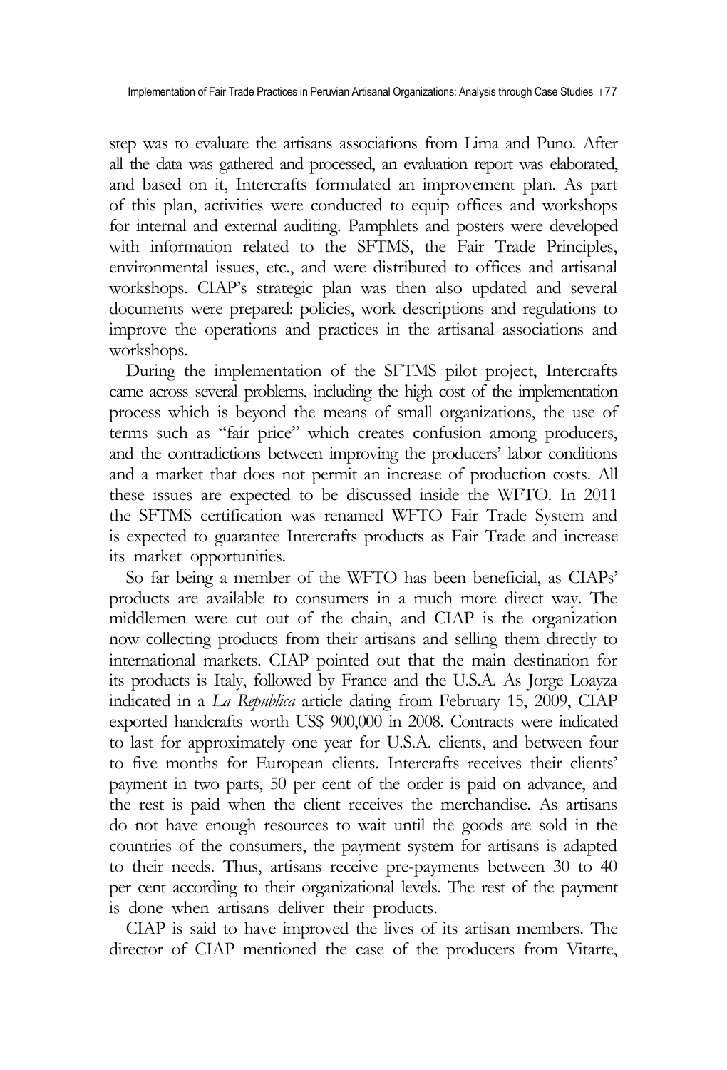step was to evaluate the artisans associations from Lima and Puno. After all the data was gathered and processed, an evaluation report was elaborated, and based on it, Intercrafts formulated an improvement plan. As part of this plan, activities were conducted to equip offices and workshops for internal and external auditing. Pamphlets and posters were developed with information related to the SFTMS, the Fair Trade Principles, environmental issues, etc., and were distributed to offices and artisanal workshops. CIAP's strategic plan was then also updated and several documents were prepared: policies, work descriptions and regulations to improve the operations and practices in the artisanal associations and workshops.

During the implementation of the SFTMS pilot project, Intercrafts came across several problems, including the high cost of the implementation process which is beyond the means of small organizations, the use of terms such as "fair price" which creates confusion among producers, and the contradictions between improving the producers' labor conditions and a market that does not permit an increase of production costs. All these issues are expected to be discussed inside the WFTO. In 2011 the SFTMS certification was renamed WFTO Fair Trade System and is expected to guarantee Intercrafts products as Fair Trade and increase its market opportunities.

So far being a member of the WFTO has been beneficial, as CIAPs' products are available to consumers in a much more direct way. The middlemen were cut out of the chain, and CIAP is the organization now collecting products from their artisans and selling them directly to international markets. CIAP pointed out that the main destination for its products is Italy, followed by France and the U.S.A. As Jorge Loayza indicated in a *La Republica* article dating from February 15, 2009, CIAP exported handcrafts worth US$ 900,000 in 2008. Contracts were indicated to last for approximately one year for U.S.A. clients, and between four to five months for European clients. Intercrafts receives their clients' payment in two parts, 50 per cent of the order is paid on advance, and the rest is paid when the client receives the merchandise. As artisans do not have enough resources to wait until the goods are sold in the countries of the consumers, the payment system for artisans is adapted to their needs. Thus, artisans receive pre-payments between 30 to 40 per cent according to their organizational levels. The rest of the payment is done when artisans deliver their products.

CIAP is said to have improved the lives of its artisan members. The director of CIAP mentioned the case of the producers from Vitarte,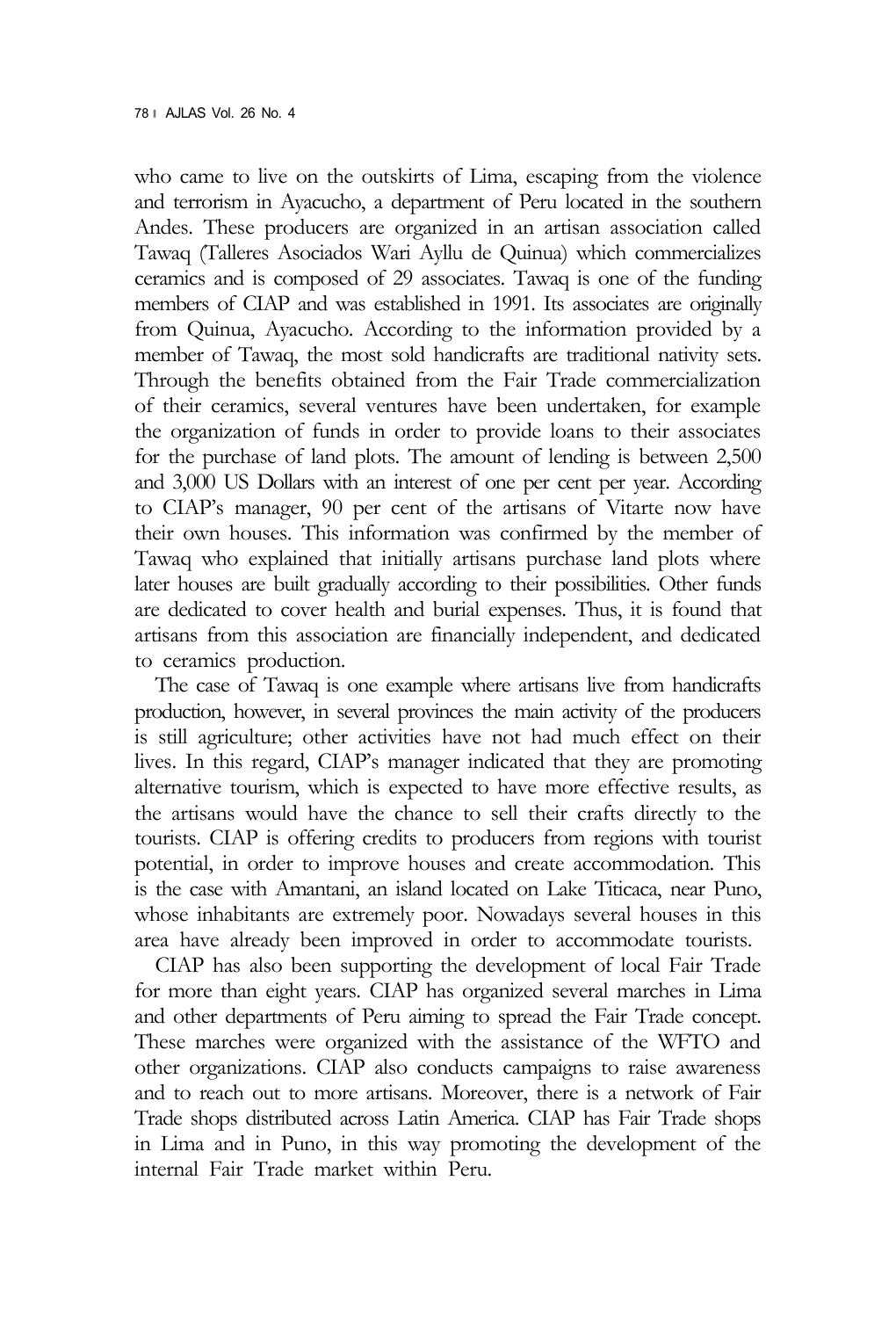who came to live on the outskirts of Lima, escaping from the violence and terrorism in Ayacucho, a department of Peru located in the southern Andes. These producers are organized in an artisan association called Tawaq (Talleres Asociados Wari Ayllu de Quinua) which commercializes ceramics and is composed of 29 associates. Tawaq is one of the funding members of CIAP and was established in 1991. Its associates are originally from Quinua, Ayacucho. According to the information provided by a member of Tawaq, the most sold handicrafts are traditional nativity sets. Through the benefits obtained from the Fair Trade commercialization of their ceramics, several ventures have been undertaken, for example the organization of funds in order to provide loans to their associates for the purchase of land plots. The amount of lending is between 2,500 and 3,000 US Dollars with an interest of one per cent per year. According to CIAP's manager, 90 per cent of the artisans of Vitarte now have their own houses. This information was confirmed by the member of Tawaq who explained that initially artisans purchase land plots where later houses are built gradually according to their possibilities. Other funds are dedicated to cover health and burial expenses. Thus, it is found that artisans from this association are financially independent, and dedicated to ceramics production.

The case of Tawaq is one example where artisans live from handicrafts production, however, in several provinces the main activity of the producers is still agriculture; other activities have not had much effect on their lives. In this regard, CIAP's manager indicated that they are promoting alternative tourism, which is expected to have more effective results, as the artisans would have the chance to sell their crafts directly to the tourists. CIAP is offering credits to producers from regions with tourist potential, in order to improve houses and create accommodation. This is the case with Amantani, an island located on Lake Titicaca, near Puno, whose inhabitants are extremely poor. Nowadays several houses in this area have already been improved in order to accommodate tourists.

CIAP has also been supporting the development of local Fair Trade for more than eight years. CIAP has organized several marches in Lima and other departments of Peru aiming to spread the Fair Trade concept. These marches were organized with the assistance of the WFTO and other organizations. CIAP also conducts campaigns to raise awareness and to reach out to more artisans. Moreover, there is a network of Fair Trade shops distributed across Latin America. CIAP has Fair Trade shops in Lima and in Puno, in this way promoting the development of the internal Fair Trade market within Peru.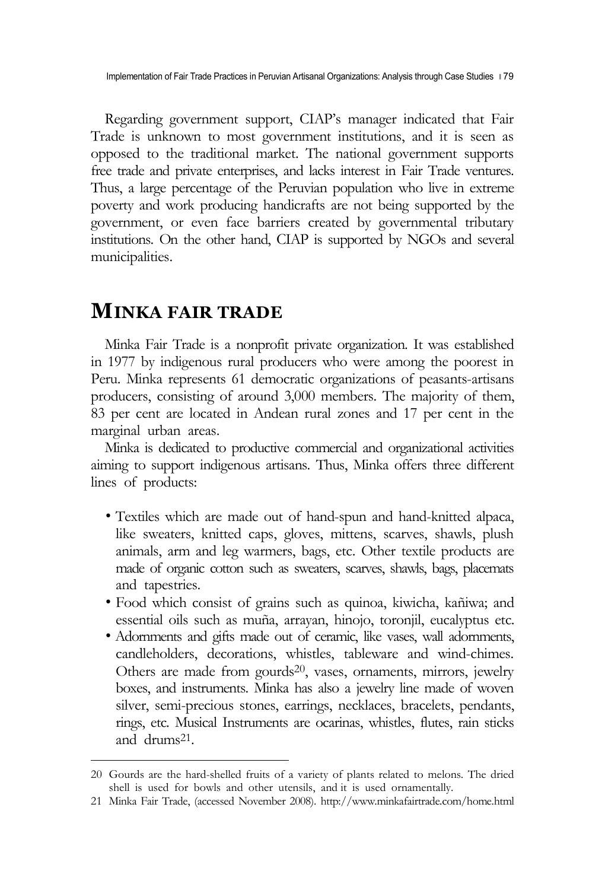Regarding government support, CIAP's manager indicated that Fair Trade is unknown to most government institutions, and it is seen as opposed to the traditional market. The national government supports free trade and private enterprises, and lacks interest in Fair Trade ventures. Thus, a large percentage of the Peruvian population who live in extreme poverty and work producing handicrafts are not being supported by the government, or even face barriers created by governmental tributary institutions. On the other hand, CIAP is supported by NGOs and several municipalities.

## MINKA FAIR TRADE

Minka Fair Trade is a nonprofit private organization. It was established in 1977 by indigenous rural producers who were among the poorest in Peru. Minka represents 61 democratic organizations of peasants-artisans producers, consisting of around 3,000 members. The majority of them, 83 per cent are located in Andean rural zones and 17 per cent in the marginal urban areas.

Minka is dedicated to productive commercial and organizational activities aiming to support indigenous artisans. Thus, Minka offers three different lines of products:

- Textiles which are made out of hand-spun and hand-knitted alpaca, like sweaters, knitted caps, gloves, mittens, scarves, shawls, plush animals, arm and leg warmers, bags, etc. Other textile products are made of organic cotton such as sweaters, scarves, shawls, bags, placemats and tapestries.
- Food which consist of grains such as quinoa, kiwicha, kañiwa; and essential oils such as muña, arrayan, hinojo, toronjil, eucalyptus etc.
- Adornments and gifts made out of ceramic, like vases, wall adornments, candleholders, decorations, whistles, tableware and wind-chimes. Others are made from gourds[20], vases, ornaments, mirrors, jewelry boxes, and instruments. Minka has also a jewelry line made of woven silver, semi-precious stones, earrings, necklaces, bracelets, pendants, rings, etc. Musical Instruments are ocarinas, whistles, flutes, rain sticks and drums[21].

---

20 Gourds are the hard-shelled fruits of a variety of plants related to melons. The dried shell is used for bowls and other utensils, and it is used ornamentally.

21 Minka Fair Trade, (accessed November 2008). http://www.minkafairtrade.com/home.html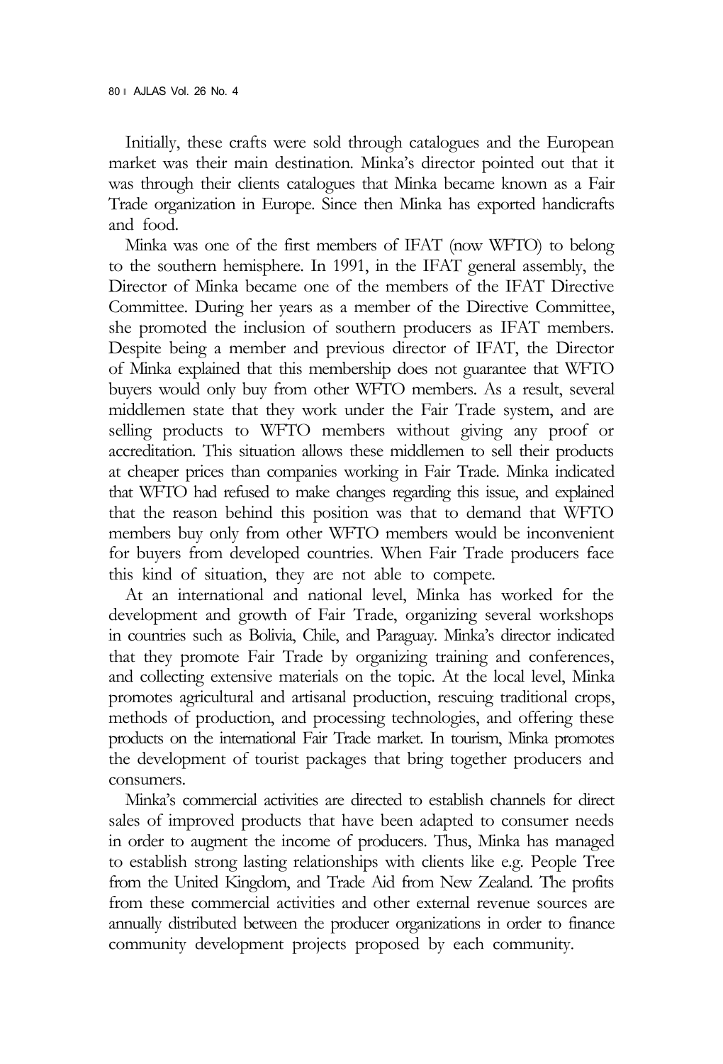Initially, these crafts were sold through catalogues and the European market was their main destination. Minka's director pointed out that it was through their clients catalogues that Minka became known as a Fair Trade organization in Europe. Since then Minka has exported handicrafts and food.

Minka was one of the first members of IFAT (now WFTO) to belong to the southern hemisphere. In 1991, in the IFAT general assembly, the Director of Minka became one of the members of the IFAT Directive Committee. During her years as a member of the Directive Committee, she promoted the inclusion of southern producers as IFAT members. Despite being a member and previous director of IFAT, the Director of Minka explained that this membership does not guarantee that WFTO buyers would only buy from other WFTO members. As a result, several middlemen state that they work under the Fair Trade system, and are selling products to WFTO members without giving any proof or accreditation. This situation allows these middlemen to sell their products at cheaper prices than companies working in Fair Trade. Minka indicated that WFTO had refused to make changes regarding this issue, and explained that the reason behind this position was that to demand that WFTO members buy only from other WFTO members would be inconvenient for buyers from developed countries. When Fair Trade producers face this kind of situation, they are not able to compete.

At an international and national level, Minka has worked for the development and growth of Fair Trade, organizing several workshops in countries such as Bolivia, Chile, and Paraguay. Minka's director indicated that they promote Fair Trade by organizing training and conferences, and collecting extensive materials on the topic. At the local level, Minka promotes agricultural and artisanal production, rescuing traditional crops, methods of production, and processing technologies, and offering these products on the international Fair Trade market. In tourism, Minka promotes the development of tourist packages that bring together producers and consumers.

Minka's commercial activities are directed to establish channels for direct sales of improved products that have been adapted to consumer needs in order to augment the income of producers. Thus, Minka has managed to establish strong lasting relationships with clients like e.g. People Tree from the United Kingdom, and Trade Aid from New Zealand. The profits from these commercial activities and other external revenue sources are annually distributed between the producer organizations in order to finance community development projects proposed by each community.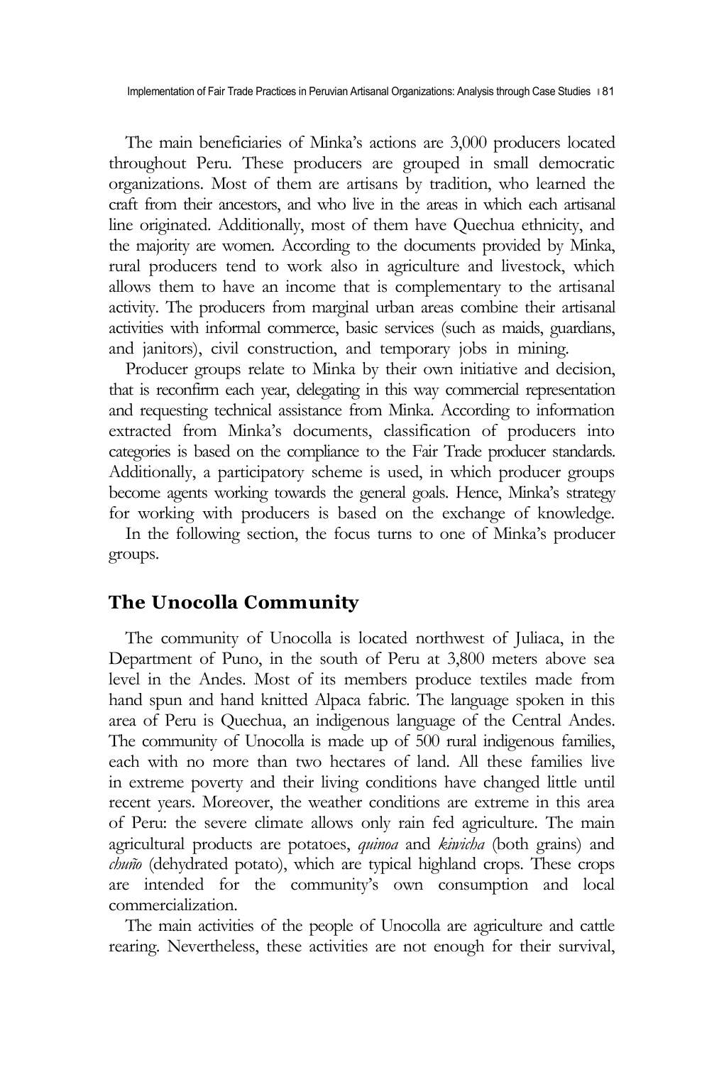The main beneficiaries of Minka's actions are 3,000 producers located throughout Peru. These producers are grouped in small democratic organizations. Most of them are artisans by tradition, who learned the craft from their ancestors, and who live in the areas in which each artisanal line originated. Additionally, most of them have Quechua ethnicity, and the majority are women. According to the documents provided by Minka, rural producers tend to work also in agriculture and livestock, which allows them to have an income that is complementary to the artisanal activity. The producers from marginal urban areas combine their artisanal activities with informal commerce, basic services (such as maids, guardians, and janitors), civil construction, and temporary jobs in mining.

Producer groups relate to Minka by their own initiative and decision, that is reconfirm each year, delegating in this way commercial representation and requesting technical assistance from Minka. According to information extracted from Minka's documents, classification of producers into categories is based on the compliance to the Fair Trade producer standards. Additionally, a participatory scheme is used, in which producer groups become agents working towards the general goals. Hence, Minka's strategy for working with producers is based on the exchange of knowledge.

In the following section, the focus turns to one of Minka's producer groups.

## The Unocolla Community

The community of Unocolla is located northwest of Juliaca, in the Department of Puno, in the south of Peru at 3,800 meters above sea level in the Andes. Most of its members produce textiles made from hand spun and hand knitted Alpaca fabric. The language spoken in this area of Peru is Quechua, an indigenous language of the Central Andes. The community of Unocolla is made up of 500 rural indigenous families, each with no more than two hectares of land. All these families live in extreme poverty and their living conditions have changed little until recent years. Moreover, the weather conditions are extreme in this area of Peru: the severe climate allows only rain fed agriculture. The main agricultural products are potatoes, *quinoa* and *kiwicha* (both grains) and *chuño* (dehydrated potato), which are typical highland crops. These crops are intended for the community's own consumption and local commercialization.

The main activities of the people of Unocolla are agriculture and cattle rearing. Nevertheless, these activities are not enough for their survival,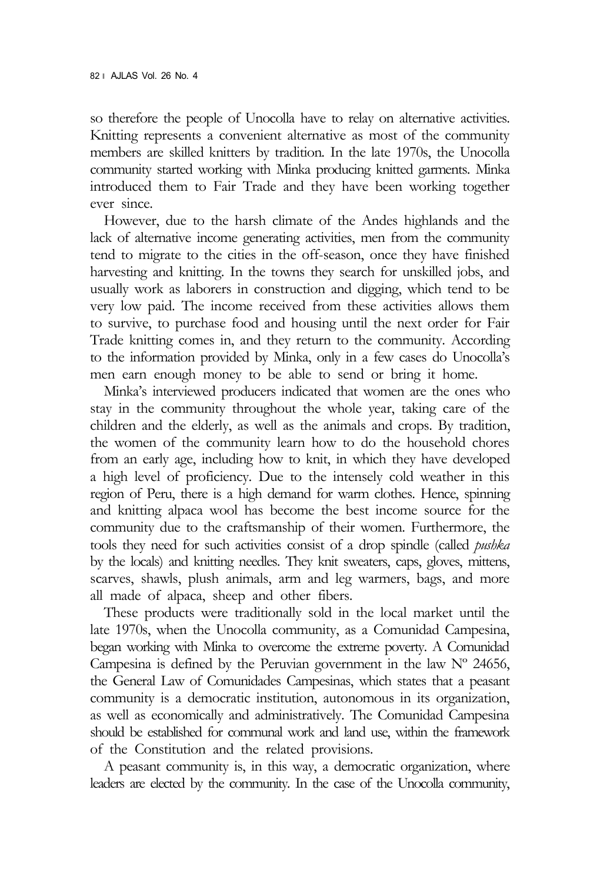so therefore the people of Unocolla have to relay on alternative activities. Knitting represents a convenient alternative as most of the community members are skilled knitters by tradition. In the late 1970s, the Unocolla community started working with Minka producing knitted garments. Minka introduced them to Fair Trade and they have been working together ever since.

However, due to the harsh climate of the Andes highlands and the lack of alternative income generating activities, men from the community tend to migrate to the cities in the off-season, once they have finished harvesting and knitting. In the towns they search for unskilled jobs, and usually work as laborers in construction and digging, which tend to be very low paid. The income received from these activities allows them to survive, to purchase food and housing until the next order for Fair Trade knitting comes in, and they return to the community. According to the information provided by Minka, only in a few cases do Unocolla's men earn enough money to be able to send or bring it home.

Minka's interviewed producers indicated that women are the ones who stay in the community throughout the whole year, taking care of the children and the elderly, as well as the animals and crops. By tradition, the women of the community learn how to do the household chores from an early age, including how to knit, in which they have developed a high level of proficiency. Due to the intensely cold weather in this region of Peru, there is a high demand for warm clothes. Hence, spinning and knitting alpaca wool has become the best income source for the community due to the craftsmanship of their women. Furthermore, the tools they need for such activities consist of a drop spindle (called *pushka* by the locals) and knitting needles. They knit sweaters, caps, gloves, mittens, scarves, shawls, plush animals, arm and leg warmers, bags, and more all made of alpaca, sheep and other fibers.

These products were traditionally sold in the local market until the late 1970s, when the Unocolla community, as a Comunidad Campesina, began working with Minka to overcome the extreme poverty. A Comunidad Campesina is defined by the Peruvian government in the law Nº 24656, the General Law of Comunidades Campesinas, which states that a peasant community is a democratic institution, autonomous in its organization, as well as economically and administratively. The Comunidad Campesina should be established for communal work and land use, within the framework of the Constitution and the related provisions.

A peasant community is, in this way, a democratic organization, where leaders are elected by the community. In the case of the Unocolla community,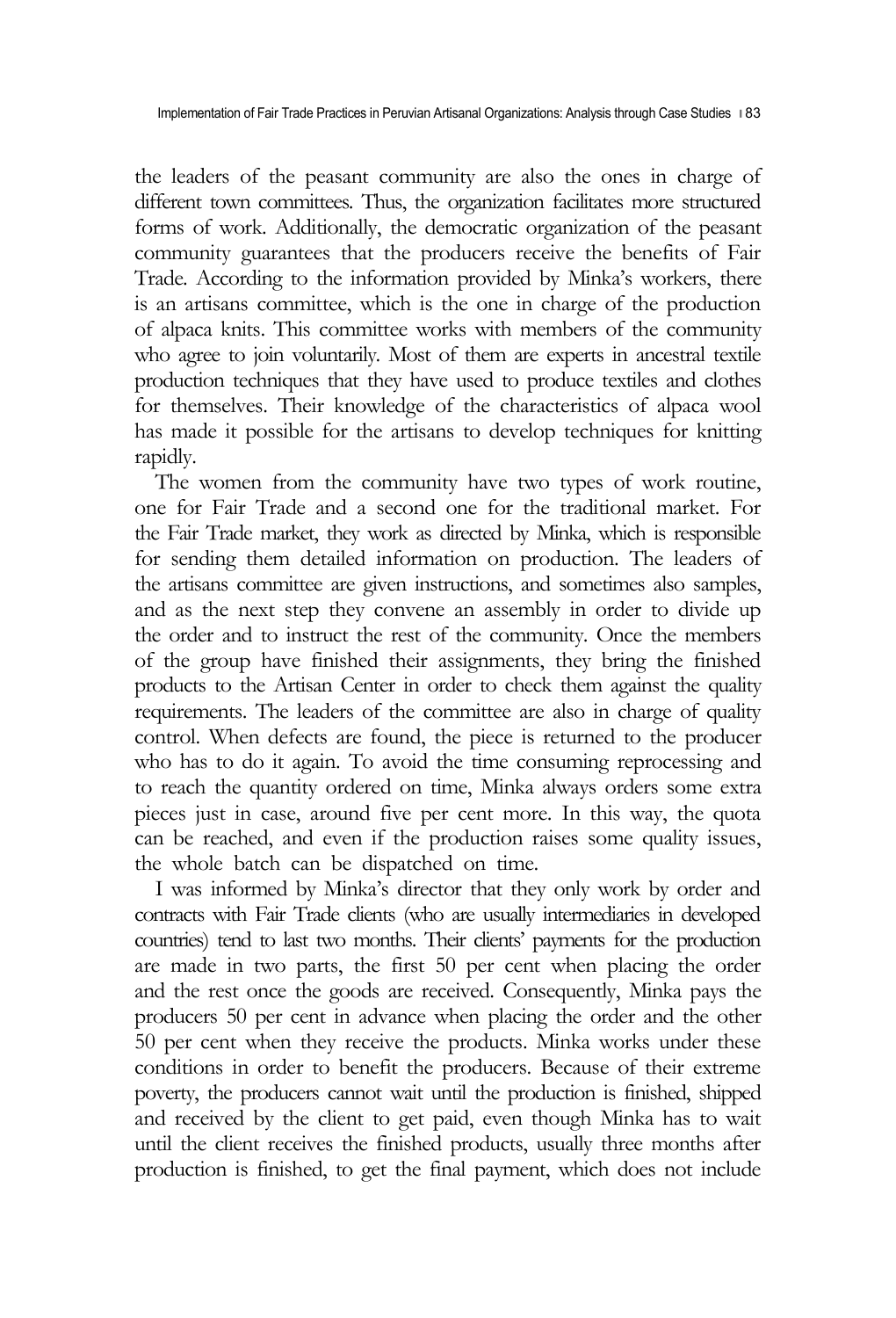the leaders of the peasant community are also the ones in charge of different town committees. Thus, the organization facilitates more structured forms of work. Additionally, the democratic organization of the peasant community guarantees that the producers receive the benefits of Fair Trade. According to the information provided by Minka's workers, there is an artisans committee, which is the one in charge of the production of alpaca knits. This committee works with members of the community who agree to join voluntarily. Most of them are experts in ancestral textile production techniques that they have used to produce textiles and clothes for themselves. Their knowledge of the characteristics of alpaca wool has made it possible for the artisans to develop techniques for knitting rapidly.

The women from the community have two types of work routine, one for Fair Trade and a second one for the traditional market. For the Fair Trade market, they work as directed by Minka, which is responsible for sending them detailed information on production. The leaders of the artisans committee are given instructions, and sometimes also samples, and as the next step they convene an assembly in order to divide up the order and to instruct the rest of the community. Once the members of the group have finished their assignments, they bring the finished products to the Artisan Center in order to check them against the quality requirements. The leaders of the committee are also in charge of quality control. When defects are found, the piece is returned to the producer who has to do it again. To avoid the time consuming reprocessing and to reach the quantity ordered on time, Minka always orders some extra pieces just in case, around five per cent more. In this way, the quota can be reached, and even if the production raises some quality issues, the whole batch can be dispatched on time.

I was informed by Minka's director that they only work by order and contracts with Fair Trade clients (who are usually intermediaries in developed countries) tend to last two months. Their clients' payments for the production are made in two parts, the first 50 per cent when placing the order and the rest once the goods are received. Consequently, Minka pays the producers 50 per cent in advance when placing the order and the other 50 per cent when they receive the products. Minka works under these conditions in order to benefit the producers. Because of their extreme poverty, the producers cannot wait until the production is finished, shipped and received by the client to get paid, even though Minka has to wait until the client receives the finished products, usually three months after production is finished, to get the final payment, which does not include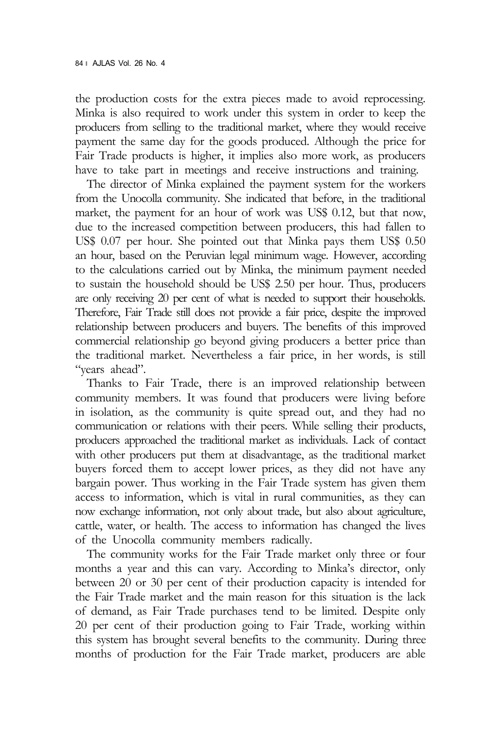the production costs for the extra pieces made to avoid reprocessing. Minka is also required to work under this system in order to keep the producers from selling to the traditional market, where they would receive payment the same day for the goods produced. Although the price for Fair Trade products is higher, it implies also more work, as producers have to take part in meetings and receive instructions and training.

The director of Minka explained the payment system for the workers from the Unocolla community. She indicated that before, in the traditional market, the payment for an hour of work was US$ 0.12, but that now, due to the increased competition between producers, this had fallen to US$ 0.07 per hour. She pointed out that Minka pays them US$ 0.50 an hour, based on the Peruvian legal minimum wage. However, according to the calculations carried out by Minka, the minimum payment needed to sustain the household should be US$ 2.50 per hour. Thus, producers are only receiving 20 per cent of what is needed to support their households. Therefore, Fair Trade still does not provide a fair price, despite the improved relationship between producers and buyers. The benefits of this improved commercial relationship go beyond giving producers a better price than the traditional market. Nevertheless a fair price, in her words, is still "years ahead".

Thanks to Fair Trade, there is an improved relationship between community members. It was found that producers were living before in isolation, as the community is quite spread out, and they had no communication or relations with their peers. While selling their products, producers approached the traditional market as individuals. Lack of contact with other producers put them at disadvantage, as the traditional market buyers forced them to accept lower prices, as they did not have any bargain power. Thus working in the Fair Trade system has given them access to information, which is vital in rural communities, as they can now exchange information, not only about trade, but also about agriculture, cattle, water, or health. The access to information has changed the lives of the Unocolla community members radically.

The community works for the Fair Trade market only three or four months a year and this can vary. According to Minka's director, only between 20 or 30 per cent of their production capacity is intended for the Fair Trade market and the main reason for this situation is the lack of demand, as Fair Trade purchases tend to be limited. Despite only 20 per cent of their production going to Fair Trade, working within this system has brought several benefits to the community. During three months of production for the Fair Trade market, producers are able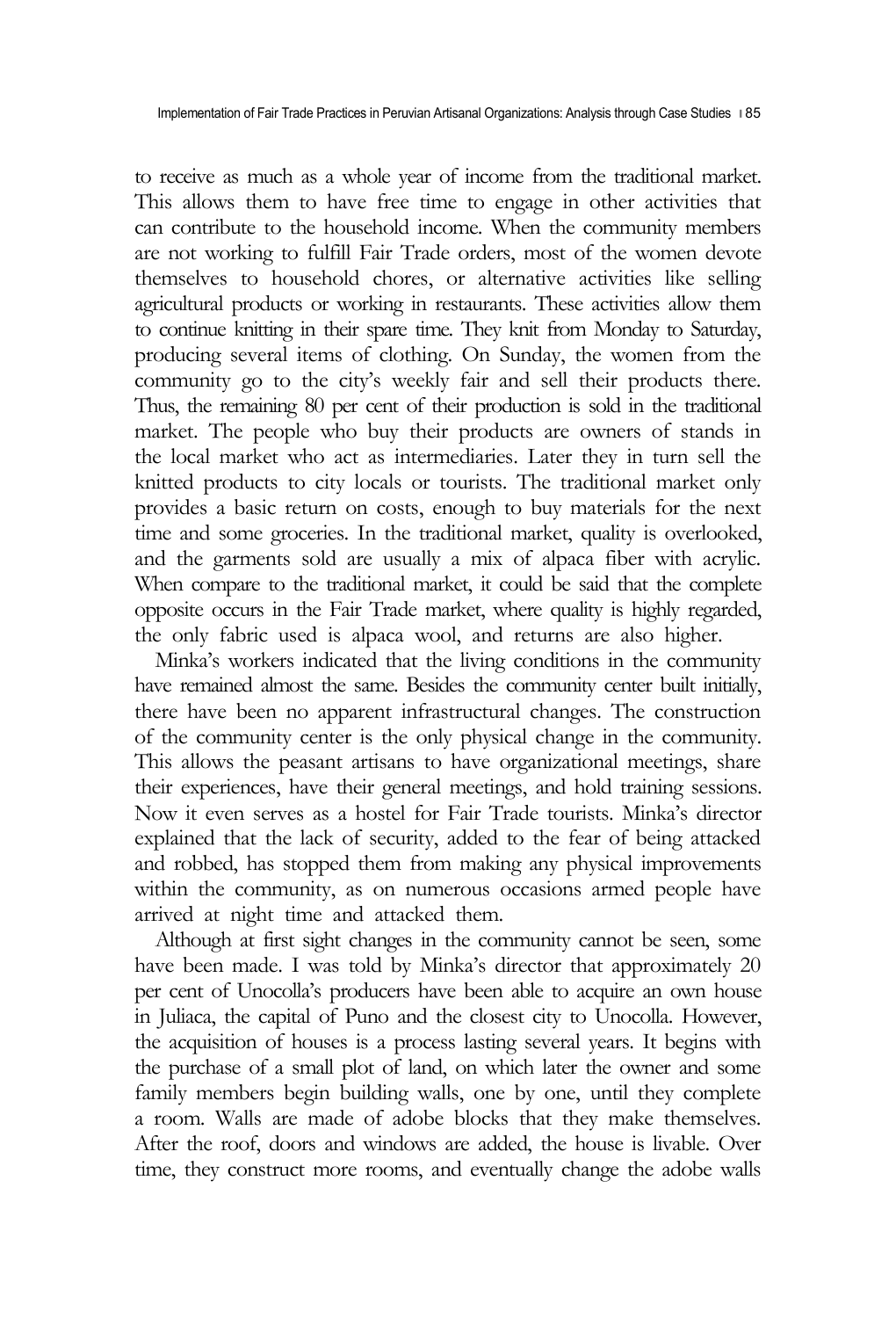to receive as much as a whole year of income from the traditional market. This allows them to have free time to engage in other activities that can contribute to the household income. When the community members are not working to fulfill Fair Trade orders, most of the women devote themselves to household chores, or alternative activities like selling agricultural products or working in restaurants. These activities allow them to continue knitting in their spare time. They knit from Monday to Saturday, producing several items of clothing. On Sunday, the women from the community go to the city's weekly fair and sell their products there. Thus, the remaining 80 per cent of their production is sold in the traditional market. The people who buy their products are owners of stands in the local market who act as intermediaries. Later they in turn sell the knitted products to city locals or tourists. The traditional market only provides a basic return on costs, enough to buy materials for the next time and some groceries. In the traditional market, quality is overlooked, and the garments sold are usually a mix of alpaca fiber with acrylic. When compare to the traditional market, it could be said that the complete opposite occurs in the Fair Trade market, where quality is highly regarded, the only fabric used is alpaca wool, and returns are also higher.

Minka's workers indicated that the living conditions in the community have remained almost the same. Besides the community center built initially, there have been no apparent infrastructural changes. The construction of the community center is the only physical change in the community. This allows the peasant artisans to have organizational meetings, share their experiences, have their general meetings, and hold training sessions. Now it even serves as a hostel for Fair Trade tourists. Minka's director explained that the lack of security, added to the fear of being attacked and robbed, has stopped them from making any physical improvements within the community, as on numerous occasions armed people have arrived at night time and attacked them.

Although at first sight changes in the community cannot be seen, some have been made. I was told by Minka's director that approximately 20 per cent of Unocolla's producers have been able to acquire an own house in Juliaca, the capital of Puno and the closest city to Unocolla. However, the acquisition of houses is a process lasting several years. It begins with the purchase of a small plot of land, on which later the owner and some family members begin building walls, one by one, until they complete a room. Walls are made of adobe blocks that they make themselves. After the roof, doors and windows are added, the house is livable. Over time, they construct more rooms, and eventually change the adobe walls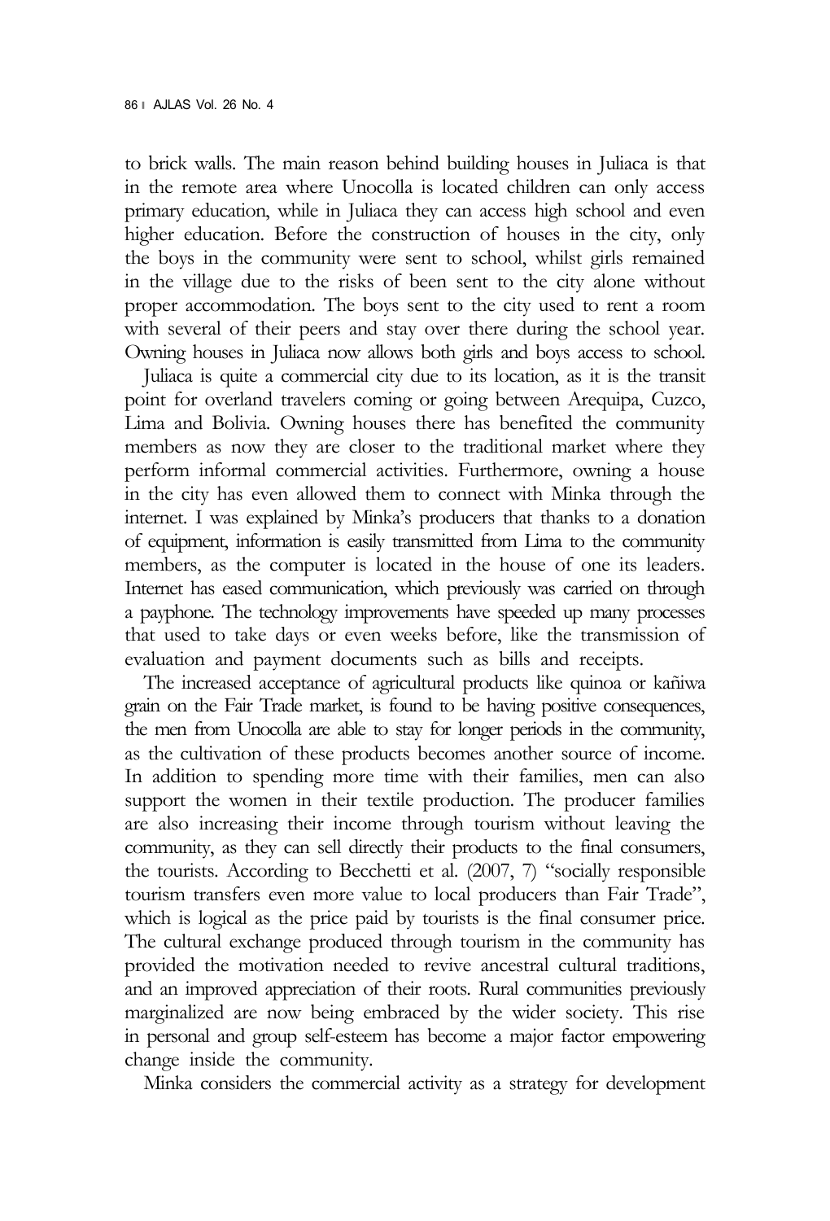to brick walls. The main reason behind building houses in Juliaca is that in the remote area where Unocolla is located children can only access primary education, while in Juliaca they can access high school and even higher education. Before the construction of houses in the city, only the boys in the community were sent to school, whilst girls remained in the village due to the risks of been sent to the city alone without proper accommodation. The boys sent to the city used to rent a room with several of their peers and stay over there during the school year. Owning houses in Juliaca now allows both girls and boys access to school.

Juliaca is quite a commercial city due to its location, as it is the transit point for overland travelers coming or going between Arequipa, Cuzco, Lima and Bolivia. Owning houses there has benefited the community members as now they are closer to the traditional market where they perform informal commercial activities. Furthermore, owning a house in the city has even allowed them to connect with Minka through the internet. I was explained by Minka's producers that thanks to a donation of equipment, information is easily transmitted from Lima to the community members, as the computer is located in the house of one its leaders. Internet has eased communication, which previously was carried on through a payphone. The technology improvements have speeded up many processes that used to take days or even weeks before, like the transmission of evaluation and payment documents such as bills and receipts.

The increased acceptance of agricultural products like quinoa or kañiwa grain on the Fair Trade market, is found to be having positive consequences, the men from Unocolla are able to stay for longer periods in the community, as the cultivation of these products becomes another source of income. In addition to spending more time with their families, men can also support the women in their textile production. The producer families are also increasing their income through tourism without leaving the community, as they can sell directly their products to the final consumers, the tourists. According to Becchetti et al. (2007, 7) "socially responsible tourism transfers even more value to local producers than Fair Trade", which is logical as the price paid by tourists is the final consumer price. The cultural exchange produced through tourism in the community has provided the motivation needed to revive ancestral cultural traditions, and an improved appreciation of their roots. Rural communities previously marginalized are now being embraced by the wider society. This rise in personal and group self-esteem has become a major factor empowering change inside the community.

Minka considers the commercial activity as a strategy for development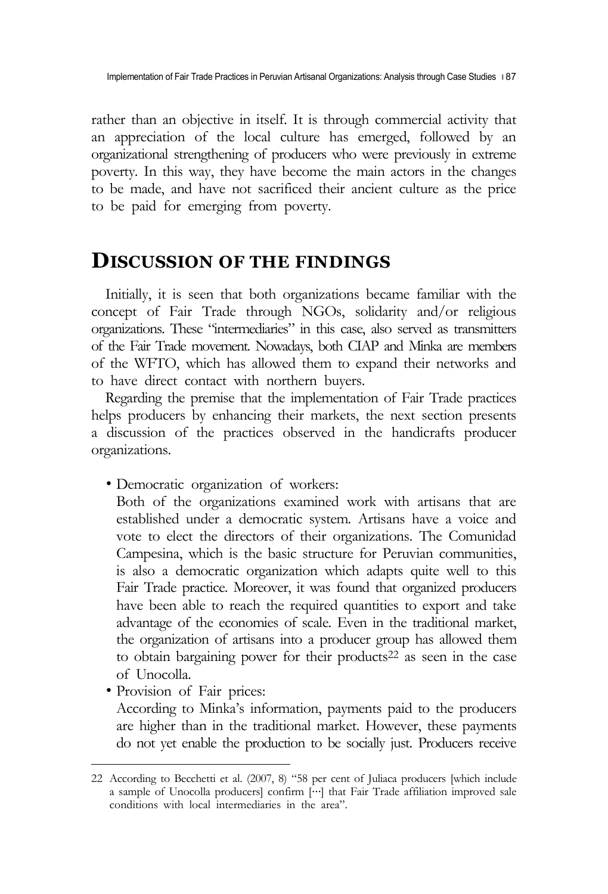rather than an objective in itself. It is through commercial activity that an appreciation of the local culture has emerged, followed by an organizational strengthening of producers who were previously in extreme poverty. In this way, they have become the main actors in the changes to be made, and have not sacrificed their ancient culture as the price to be paid for emerging from poverty.

## DISCUSSION OF THE FINDINGS

Initially, it is seen that both organizations became familiar with the concept of Fair Trade through NGOs, solidarity and/or religious organizations. These "intermediaries" in this case, also served as transmitters of the Fair Trade movement. Nowadays, both CIAP and Minka are members of the WFTO, which has allowed them to expand their networks and to have direct contact with northern buyers.

Regarding the premise that the implementation of Fair Trade practices helps producers by enhancing their markets, the next section presents a discussion of the practices observed in the handicrafts producer organizations.

- Democratic organization of workers:
  Both of the organizations examined work with artisans that are established under a democratic system. Artisans have a voice and vote to elect the directors of their organizations. The Comunidad Campesina, which is the basic structure for Peruvian communities, is also a democratic organization which adapts quite well to this Fair Trade practice. Moreover, it was found that organized producers have been able to reach the required quantities to export and take advantage of the economies of scale. Even in the traditional market, the organization of artisans into a producer group has allowed them to obtain bargaining power for their products[22] as seen in the case of Unocolla.
- Provision of Fair prices:
  According to Minka's information, payments paid to the producers are higher than in the traditional market. However, these payments do not yet enable the production to be socially just. Producers receive

[22] According to Becchetti et al. (2007, 8) "58 per cent of Juliaca producers [which include a sample of Unocolla producers] confirm […] that Fair Trade affiliation improved sale conditions with local intermediaries in the area".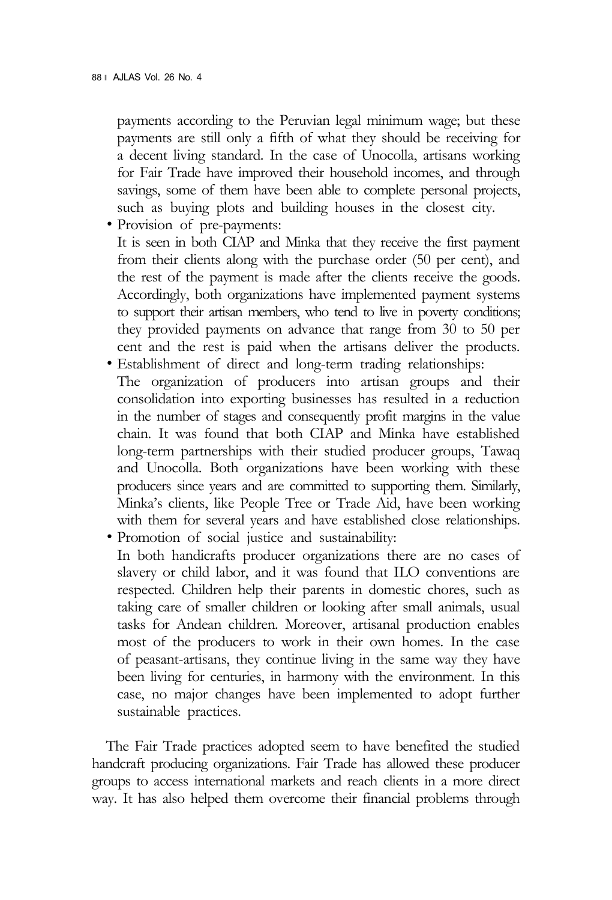payments according to the Peruvian legal minimum wage; but these payments are still only a fifth of what they should be receiving for a decent living standard. In the case of Unocolla, artisans working for Fair Trade have improved their household incomes, and through savings, some of them have been able to complete personal projects, such as buying plots and building houses in the closest city.

- Provision of pre-payments:
  It is seen in both CIAP and Minka that they receive the first payment from their clients along with the purchase order (50 per cent), and the rest of the payment is made after the clients receive the goods. Accordingly, both organizations have implemented payment systems to support their artisan members, who tend to live in poverty conditions; they provided payments on advance that range from 30 to 50 per cent and the rest is paid when the artisans deliver the products.
- Establishment of direct and long-term trading relationships:
  The organization of producers into artisan groups and their consolidation into exporting businesses has resulted in a reduction in the number of stages and consequently profit margins in the value chain. It was found that both CIAP and Minka have established long-term partnerships with their studied producer groups, Tawaq and Unocolla. Both organizations have been working with these producers since years and are committed to supporting them. Similarly, Minka's clients, like People Tree or Trade Aid, have been working with them for several years and have established close relationships.
- Promotion of social justice and sustainability:
  In both handicrafts producer organizations there are no cases of slavery or child labor, and it was found that ILO conventions are respected. Children help their parents in domestic chores, such as taking care of smaller children or looking after small animals, usual tasks for Andean children. Moreover, artisanal production enables most of the producers to work in their own homes. In the case of peasant-artisans, they continue living in the same way they have been living for centuries, in harmony with the environment. In this case, no major changes have been implemented to adopt further sustainable practices.

The Fair Trade practices adopted seem to have benefited the studied handcraft producing organizations. Fair Trade has allowed these producer groups to access international markets and reach clients in a more direct way. It has also helped them overcome their financial problems through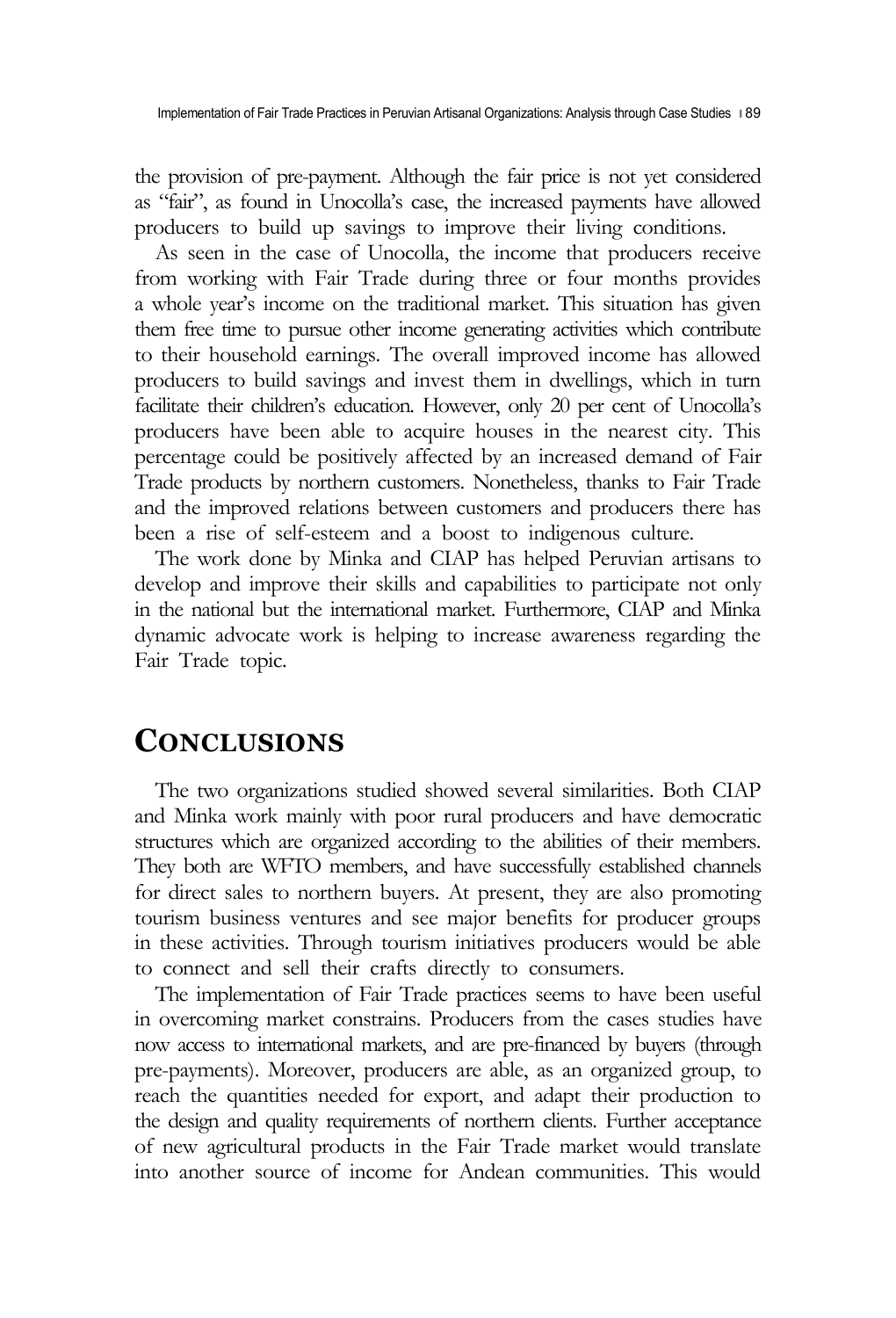the provision of pre-payment. Although the fair price is not yet considered as "fair", as found in Unocolla's case, the increased payments have allowed producers to build up savings to improve their living conditions.

As seen in the case of Unocolla, the income that producers receive from working with Fair Trade during three or four months provides a whole year's income on the traditional market. This situation has given them free time to pursue other income generating activities which contribute to their household earnings. The overall improved income has allowed producers to build savings and invest them in dwellings, which in turn facilitate their children's education. However, only 20 per cent of Unocolla's producers have been able to acquire houses in the nearest city. This percentage could be positively affected by an increased demand of Fair Trade products by northern customers. Nonetheless, thanks to Fair Trade and the improved relations between customers and producers there has been a rise of self-esteem and a boost to indigenous culture.

The work done by Minka and CIAP has helped Peruvian artisans to develop and improve their skills and capabilities to participate not only in the national but the international market. Furthermore, CIAP and Minka dynamic advocate work is helping to increase awareness regarding the Fair Trade topic.

## CONCLUSIONS

The two organizations studied showed several similarities. Both CIAP and Minka work mainly with poor rural producers and have democratic structures which are organized according to the abilities of their members. They both are WFTO members, and have successfully established channels for direct sales to northern buyers. At present, they are also promoting tourism business ventures and see major benefits for producer groups in these activities. Through tourism initiatives producers would be able to connect and sell their crafts directly to consumers.

The implementation of Fair Trade practices seems to have been useful in overcoming market constrains. Producers from the cases studies have now access to international markets, and are pre-financed by buyers (through pre-payments). Moreover, producers are able, as an organized group, to reach the quantities needed for export, and adapt their production to the design and quality requirements of northern clients. Further acceptance of new agricultural products in the Fair Trade market would translate into another source of income for Andean communities. This would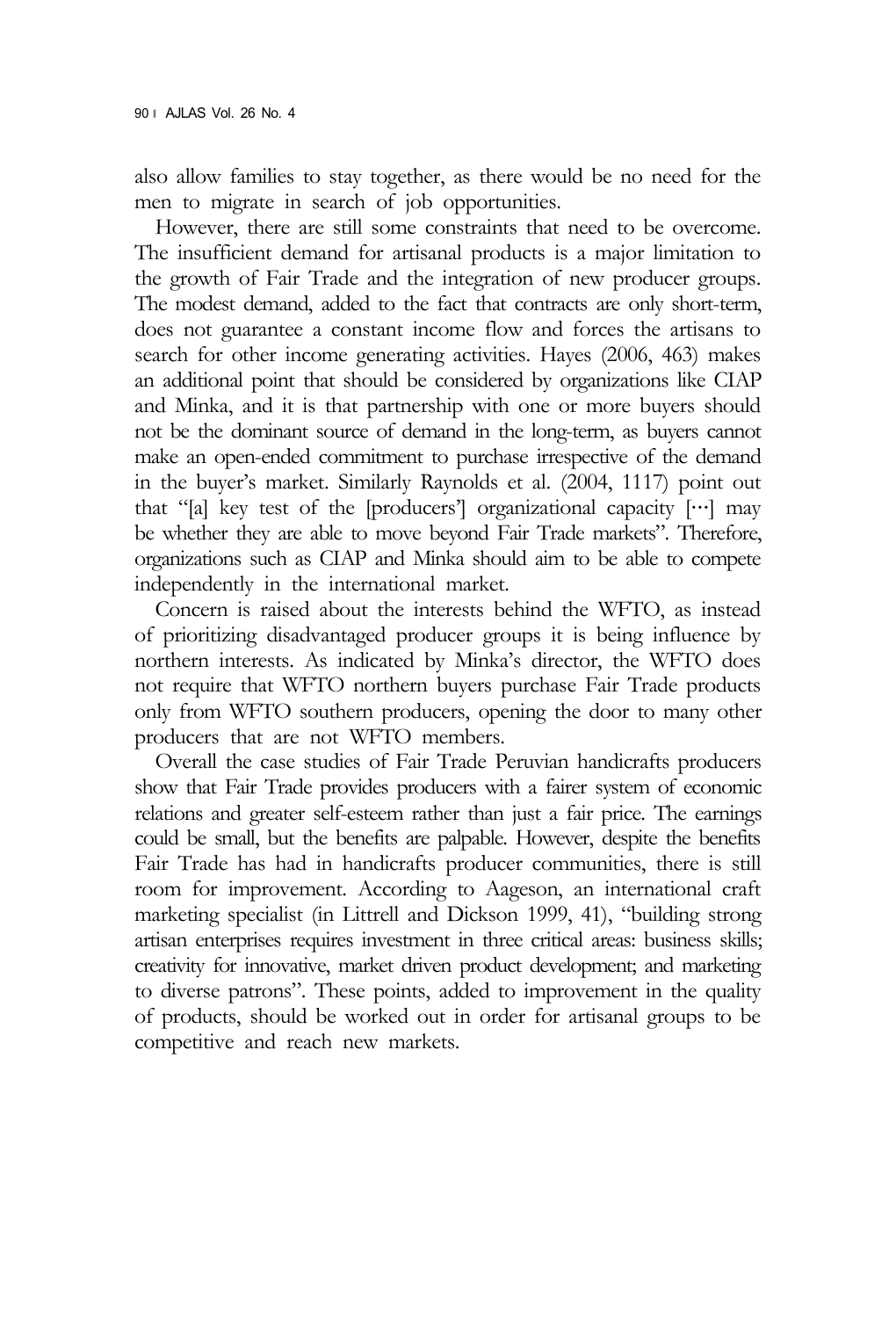also allow families to stay together, as there would be no need for the men to migrate in search of job opportunities.

However, there are still some constraints that need to be overcome. The insufficient demand for artisanal products is a major limitation to the growth of Fair Trade and the integration of new producer groups. The modest demand, added to the fact that contracts are only short-term, does not guarantee a constant income flow and forces the artisans to search for other income generating activities. Hayes (2006, 463) makes an additional point that should be considered by organizations like CIAP and Minka, and it is that partnership with one or more buyers should not be the dominant source of demand in the long-term, as buyers cannot make an open-ended commitment to purchase irrespective of the demand in the buyer's market. Similarly Raynolds et al. (2004, 1117) point out that "[a] key test of the [producers'] organizational capacity [⋯] may be whether they are able to move beyond Fair Trade markets". Therefore, organizations such as CIAP and Minka should aim to be able to compete independently in the international market.

Concern is raised about the interests behind the WFTO, as instead of prioritizing disadvantaged producer groups it is being influence by northern interests. As indicated by Minka's director, the WFTO does not require that WFTO northern buyers purchase Fair Trade products only from WFTO southern producers, opening the door to many other producers that are not WFTO members.

Overall the case studies of Fair Trade Peruvian handicrafts producers show that Fair Trade provides producers with a fairer system of economic relations and greater self-esteem rather than just a fair price. The earnings could be small, but the benefits are palpable. However, despite the benefits Fair Trade has had in handicrafts producer communities, there is still room for improvement. According to Aageson, an international craft marketing specialist (in Littrell and Dickson 1999, 41), "building strong artisan enterprises requires investment in three critical areas: business skills; creativity for innovative, market driven product development; and marketing to diverse patrons". These points, added to improvement in the quality of products, should be worked out in order for artisanal groups to be competitive and reach new markets.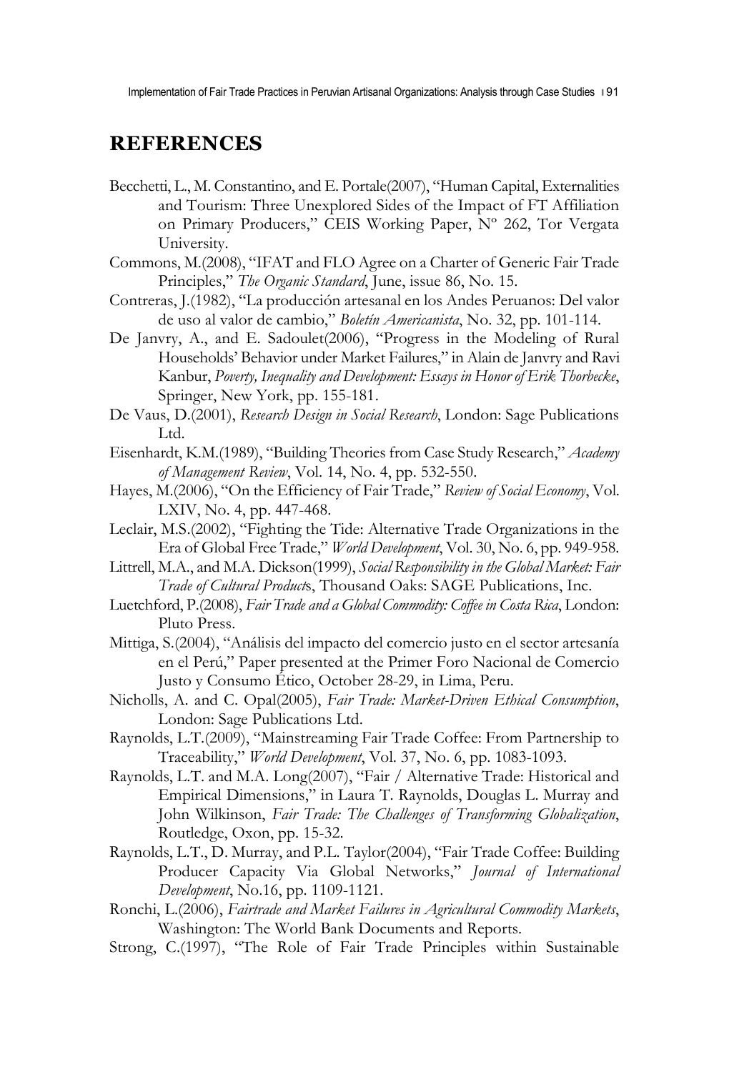# REFERENCES

Becchetti, L., M. Constantino, and E. Portale(2007), "Human Capital, Externalities and Tourism: Three Unexplored Sides of the Impact of FT Affiliation on Primary Producers," CEIS Working Paper, Nº 262, Tor Vergata University.

Commons, M.(2008), "IFAT and FLO Agree on a Charter of Generic Fair Trade Principles," *The Organic Standard*, June, issue 86, No. 15.

Contreras, J.(1982), "La producción artesanal en los Andes Peruanos: Del valor de uso al valor de cambio," *Boletín Americanista*, No. 32, pp. 101-114.

De Janvry, A., and E. Sadoulet(2006), "Progress in the Modeling of Rural Households' Behavior under Market Failures," in Alain de Janvry and Ravi Kanbur, *Poverty, Inequality and Development: Essays in Honor of Erik Thorbecke*, Springer, New York, pp. 155-181.

De Vaus, D.(2001), *Research Design in Social Research*, London: Sage Publications Ltd.

Eisenhardt, K.M.(1989), "Building Theories from Case Study Research," *Academy of Management Review*, Vol. 14, No. 4, pp. 532-550.

Hayes, M.(2006), "On the Efficiency of Fair Trade," *Review of Social Economy*, Vol. LXIV, No. 4, pp. 447-468.

Leclair, M.S.(2002), "Fighting the Tide: Alternative Trade Organizations in the Era of Global Free Trade," *World Development*, Vol. 30, No. 6, pp. 949-958.

Littrell, M.A., and M.A. Dickson(1999), *Social Responsibility in the Global Market: Fair Trade of Cultural Products*, Thousand Oaks: SAGE Publications, Inc.

Luetchford, P.(2008), *Fair Trade and a Global Commodity: Coffee in Costa Rica*, London: Pluto Press.

Mittiga, S.(2004), "Análisis del impacto del comercio justo en el sector artesanía en el Perú," Paper presented at the Primer Foro Nacional de Comercio Justo y Consumo Ético, October 28-29, in Lima, Peru.

Nicholls, A. and C. Opal(2005), *Fair Trade: Market-Driven Ethical Consumption*, London: Sage Publications Ltd.

Raynolds, L.T.(2009), "Mainstreaming Fair Trade Coffee: From Partnership to Traceability," *World Development*, Vol. 37, No. 6, pp. 1083-1093.

Raynolds, L.T. and M.A. Long(2007), "Fair / Alternative Trade: Historical and Empirical Dimensions," in Laura T. Raynolds, Douglas L. Murray and John Wilkinson, *Fair Trade: The Challenges of Transforming Globalization*, Routledge, Oxon, pp. 15-32.

Raynolds, L.T., D. Murray, and P.L. Taylor(2004), "Fair Trade Coffee: Building Producer Capacity Via Global Networks," *Journal of International Development*, No.16, pp. 1109-1121.

Ronchi, L.(2006), *Fairtrade and Market Failures in Agricultural Commodity Markets*, Washington: The World Bank Documents and Reports.

Strong, C.(1997), "The Role of Fair Trade Principles within Sustainable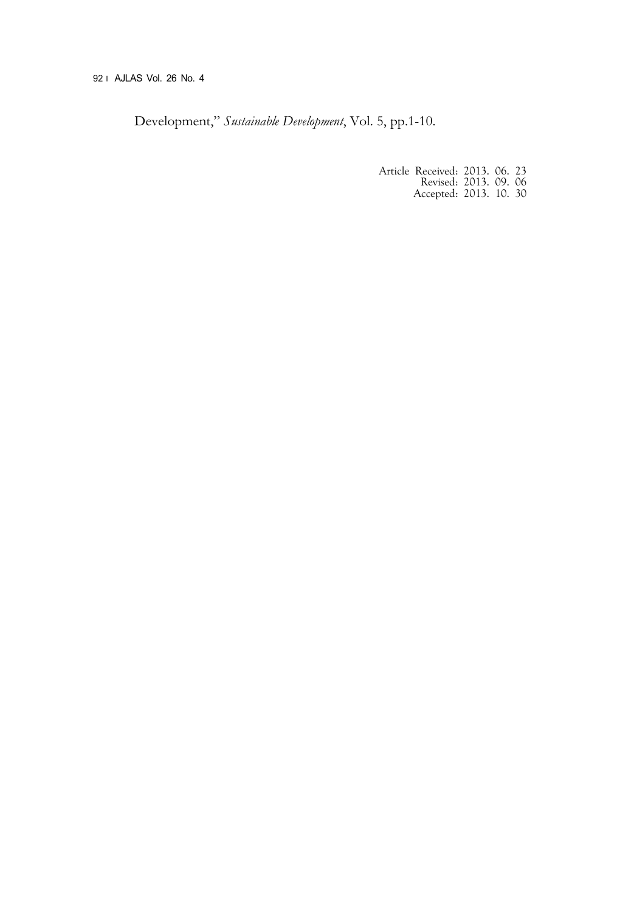Development," *Sustainable Development*, Vol. 5, pp.1-10.

Article Received: 2013. 06. 23
Revised: 2013. 09. 06
Accepted: 2013. 10. 30